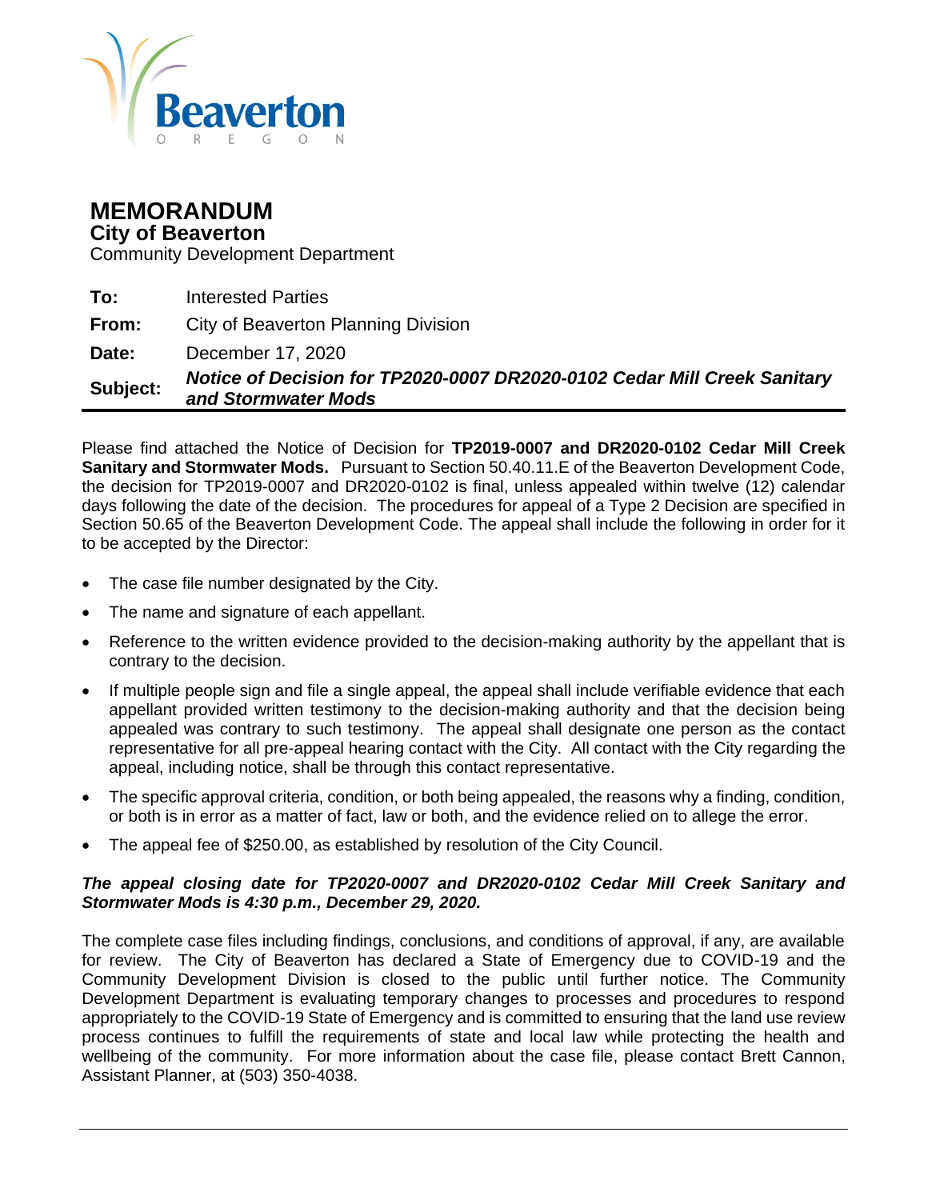Beaverton
OREGON

# MEMORANDUM
## City of Beaverton
Community Development Department

| | |
|---|---|
| **To:** | Interested Parties |
| **From:** | City of Beaverton Planning Division |
| **Date:** | December 17, 2020 |
| **Subject:** | ***Notice of Decision for TP2020-0007 DR2020-0102 Cedar Mill Creek Sanitary and Stormwater Mods*** |

Please find attached the Notice of Decision for **TP2019-0007 and DR2020-0102 Cedar Mill Creek Sanitary and Stormwater Mods.** Pursuant to Section 50.40.11.E of the Beaverton Development Code, the decision for TP2019-0007 and DR2020-0102 is final, unless appealed within twelve (12) calendar days following the date of the decision. The procedures for appeal of a Type 2 Decision are specified in Section 50.65 of the Beaverton Development Code. The appeal shall include the following in order for it to be accepted by the Director:

- The case file number designated by the City.
- The name and signature of each appellant.
- Reference to the written evidence provided to the decision-making authority by the appellant that is contrary to the decision.
- If multiple people sign and file a single appeal, the appeal shall include verifiable evidence that each appellant provided written testimony to the decision-making authority and that the decision being appealed was contrary to such testimony. The appeal shall designate one person as the contact representative for all pre-appeal hearing contact with the City. All contact with the City regarding the appeal, including notice, shall be through this contact representative.
- The specific approval criteria, condition, or both being appealed, the reasons why a finding, condition, or both is in error as a matter of fact, law or both, and the evidence relied on to allege the error.
- The appeal fee of $250.00, as established by resolution of the City Council.

***The appeal closing date for TP2020-0007 and DR2020-0102 Cedar Mill Creek Sanitary and Stormwater Mods is 4:30 p.m., December 29, 2020.***

The complete case files including findings, conclusions, and conditions of approval, if any, are available for review. The City of Beaverton has declared a State of Emergency due to COVID-19 and the Community Development Division is closed to the public until further notice. The Community Development Department is evaluating temporary changes to processes and procedures to respond appropriately to the COVID-19 State of Emergency and is committed to ensuring that the land use review process continues to fulfill the requirements of state and local law while protecting the health and wellbeing of the community. For more information about the case file, please contact Brett Cannon, Assistant Planner, at (503) 350-4038.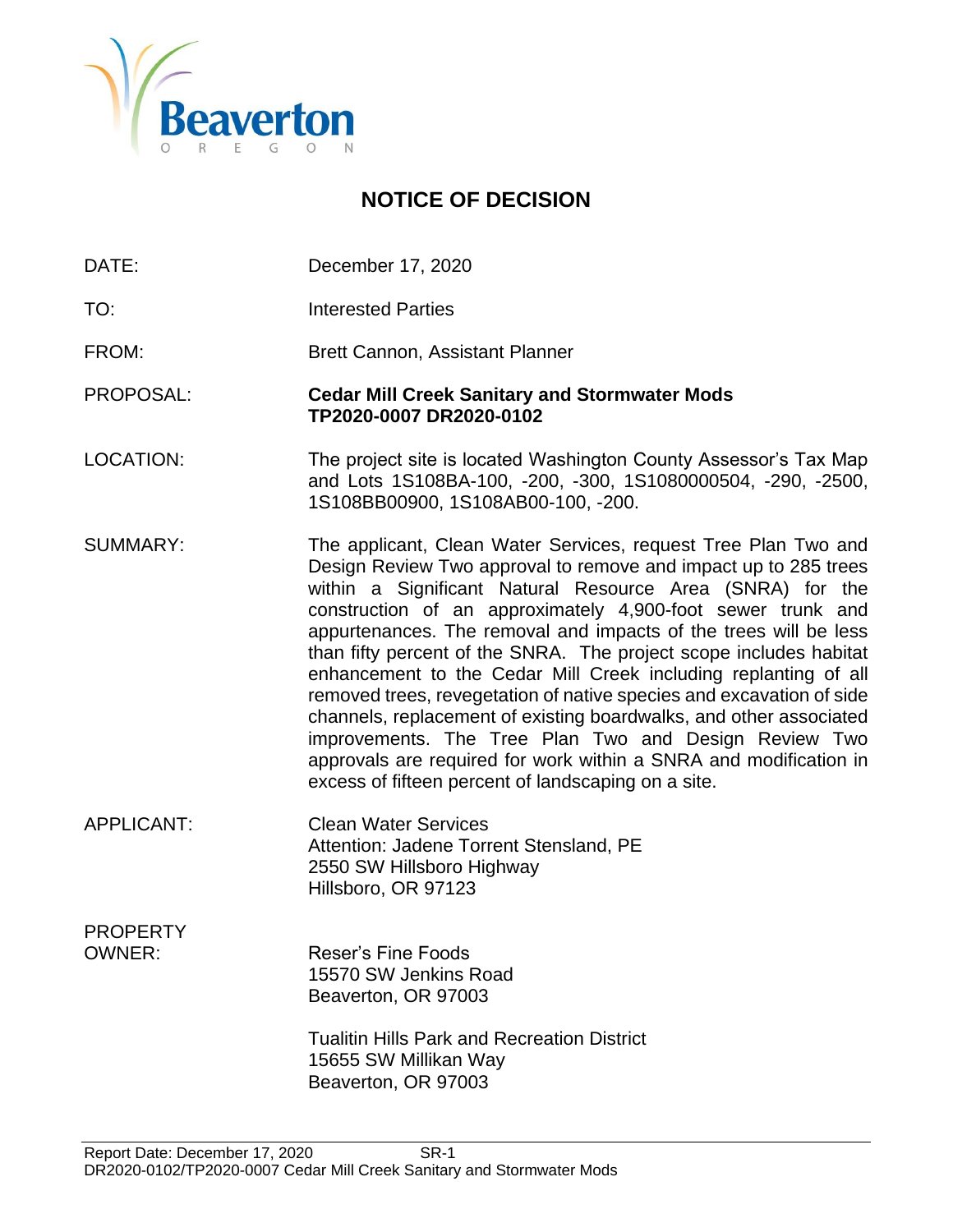# NOTICE OF DECISION

| | |
|---|---|
| DATE: | December 17, 2020 |
| TO: | Interested Parties |
| FROM: | Brett Cannon, Assistant Planner |
| PROPOSAL: | **Cedar Mill Creek Sanitary and Stormwater Mods TP2020-0007 DR2020-0102** |
| LOCATION: | The project site is located Washington County Assessor's Tax Map and Lots 1S108BA-100, -200, -300, 1S1080000504, -290, -2500, 1S108BB00900, 1S108AB00-100, -200. |
| SUMMARY: | The applicant, Clean Water Services, request Tree Plan Two and Design Review Two approval to remove and impact up to 285 trees within a Significant Natural Resource Area (SNRA) for the construction of an approximately 4,900-foot sewer trunk and appurtenances. The removal and impacts of the trees will be less than fifty percent of the SNRA. The project scope includes habitat enhancement to the Cedar Mill Creek including replanting of all removed trees, revegetation of native species and excavation of side channels, replacement of existing boardwalks, and other associated improvements. The Tree Plan Two and Design Review Two approvals are required for work within a SNRA and modification in excess of fifteen percent of landscaping on a site. |
| APPLICANT: | Clean Water Services<br>Attention: Jadene Torrent Stensland, PE<br>2550 SW Hillsboro Highway<br>Hillsboro, OR 97123 |
| PROPERTY OWNER: | Reser's Fine Foods<br>15570 SW Jenkins Road<br>Beaverton, OR 97003<br><br>Tualitin Hills Park and Recreation District<br>15655 SW Millikan Way<br>Beaverton, OR 97003 |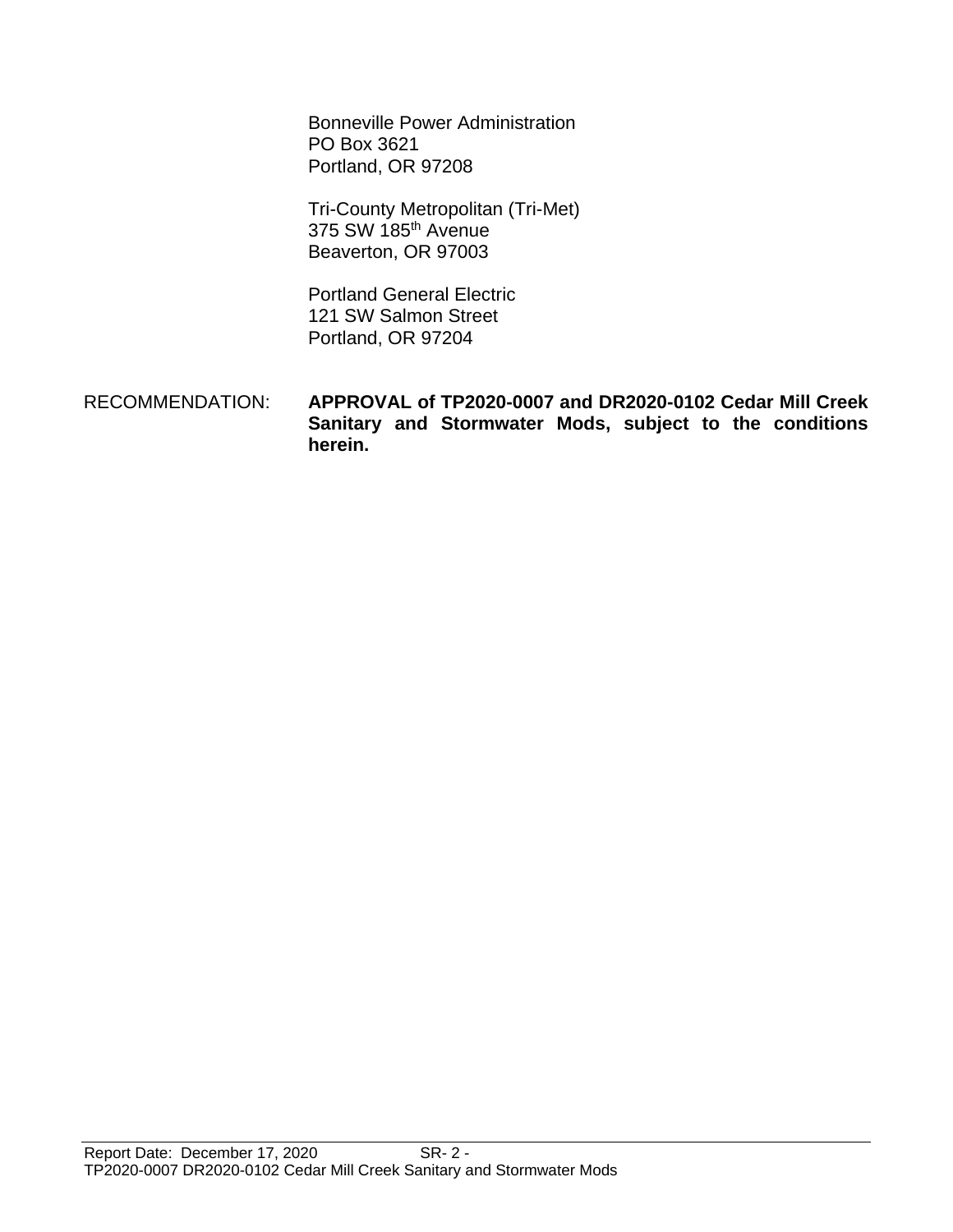Bonneville Power Administration
PO Box 3621
Portland, OR 97208

Tri-County Metropolitan (Tri-Met)
375 SW 185th Avenue
Beaverton, OR 97003

Portland General Electric
121 SW Salmon Street
Portland, OR 97204

RECOMMENDATION: **APPROVAL of TP2020-0007 and DR2020-0102 Cedar Mill Creek Sanitary and Stormwater Mods, subject to the conditions herein.**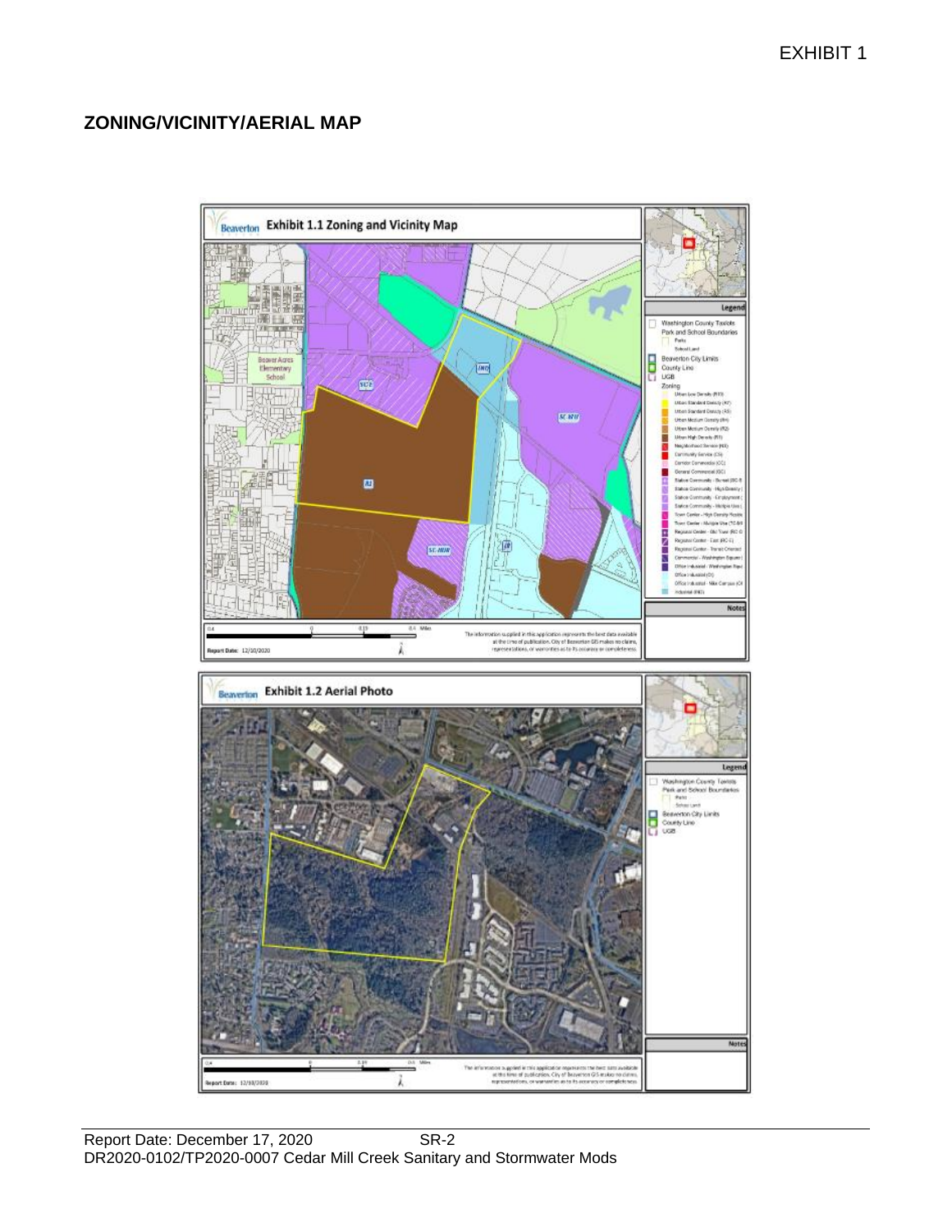EXHIBIT 1

## ZONING/VICINITY/AERIAL MAP

Exhibit 1.1 Zoning and Vicinity Map

Exhibit 1.2 Aerial Photo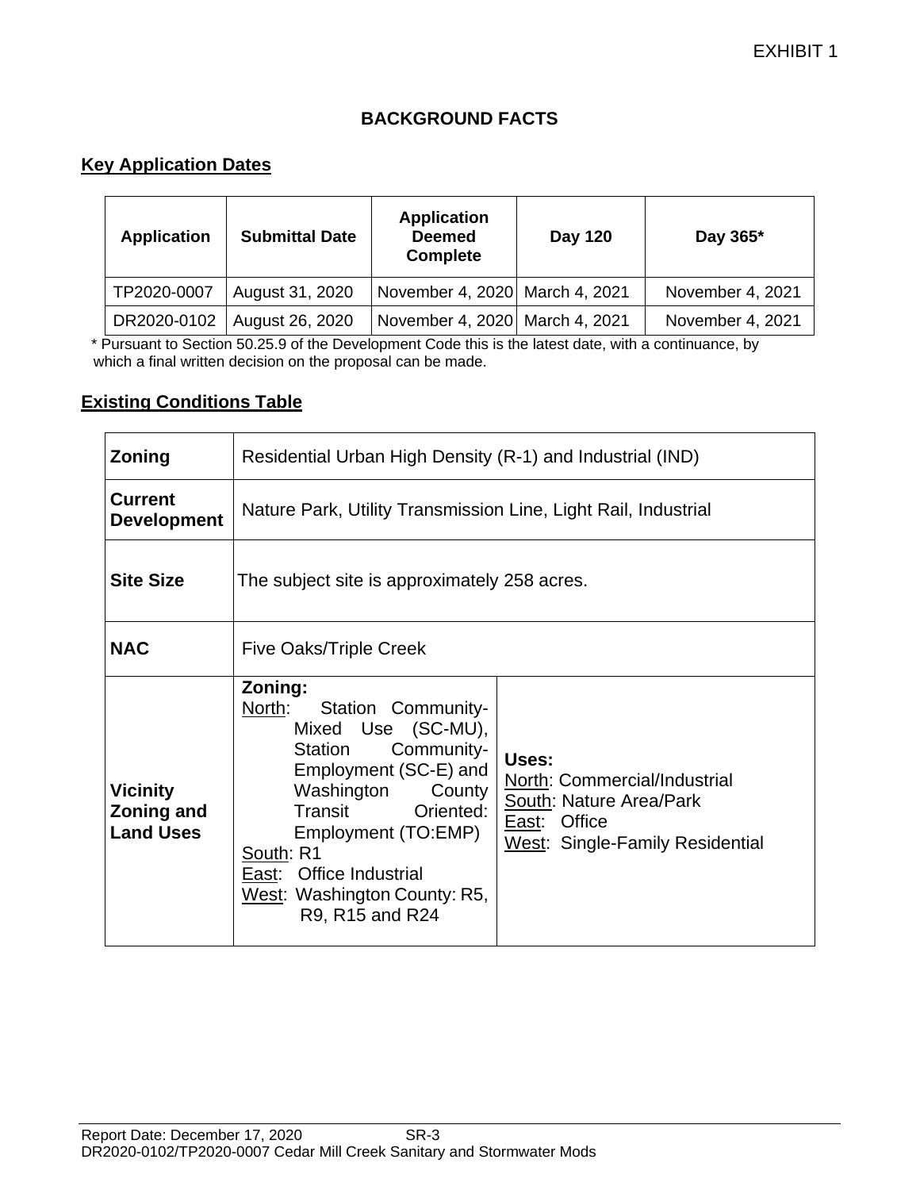EXHIBIT 1

## BACKGROUND FACTS

### Key Application Dates

| Application | Submittal Date | Application Deemed Complete | Day 120 | Day 365* |
|---|---|---|---|---|
| TP2020-0007 | August 31, 2020 | November 4, 2020 | March 4, 2021 | November 4, 2021 |
| DR2020-0102 | August 26, 2020 | November 4, 2020 | March 4, 2021 | November 4, 2021 |

\* Pursuant to Section 50.25.9 of the Development Code this is the latest date, with a continuance, by which a final written decision on the proposal can be made.

### Existing Conditions Table

| | | |
|---|---|---|
| **Zoning** | Residential Urban High Density (R-1) and Industrial (IND) | |
| **Current Development** | Nature Park, Utility Transmission Line, Light Rail, Industrial | |
| **Site Size** | The subject site is approximately 258 acres. | |
| **NAC** | Five Oaks/Triple Creek | |
| **Vicinity Zoning and Land Uses** | **Zoning:**<br>North: Station Community-Mixed Use (SC-MU), Station Community-Employment (SC-E) and Washington County Transit Oriented: Employment (TO:EMP)<br>South: R1<br>East: Office Industrial<br>West: Washington County: R5, R9, R15 and R24 | **Uses:**<br>North: Commercial/Industrial<br>South: Nature Area/Park<br>East: Office<br>West: Single-Family Residential |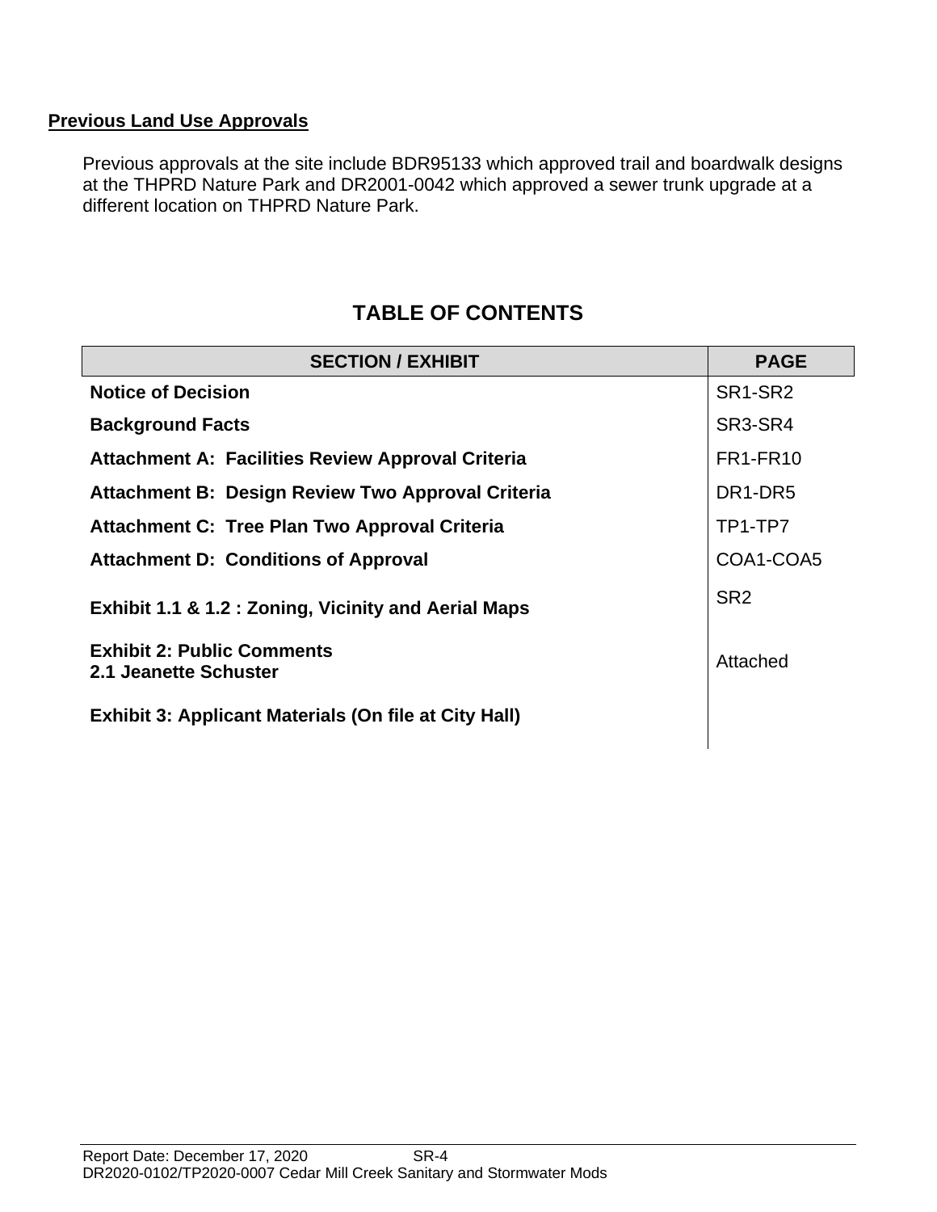**Previous Land Use Approvals**

Previous approvals at the site include BDR95133 which approved trail and boardwalk designs at the THPRD Nature Park and DR2001-0042 which approved a sewer trunk upgrade at a different location on THPRD Nature Park.

## TABLE OF CONTENTS

| SECTION / EXHIBIT | PAGE |
|---|---|
| **Notice of Decision** | SR1-SR2 |
| **Background Facts** | SR3-SR4 |
| **Attachment A: Facilities Review Approval Criteria** | FR1-FR10 |
| **Attachment B: Design Review Two Approval Criteria** | DR1-DR5 |
| **Attachment C: Tree Plan Two Approval Criteria** | TP1-TP7 |
| **Attachment D: Conditions of Approval** | COA1-COA5 |
| **Exhibit 1.1 & 1.2 : Zoning, Vicinity and Aerial Maps** | SR2 |
| **Exhibit 2: Public Comments**<br>**2.1 Jeanette Schuster** | Attached |
| **Exhibit 3: Applicant Materials (On file at City Hall)** | |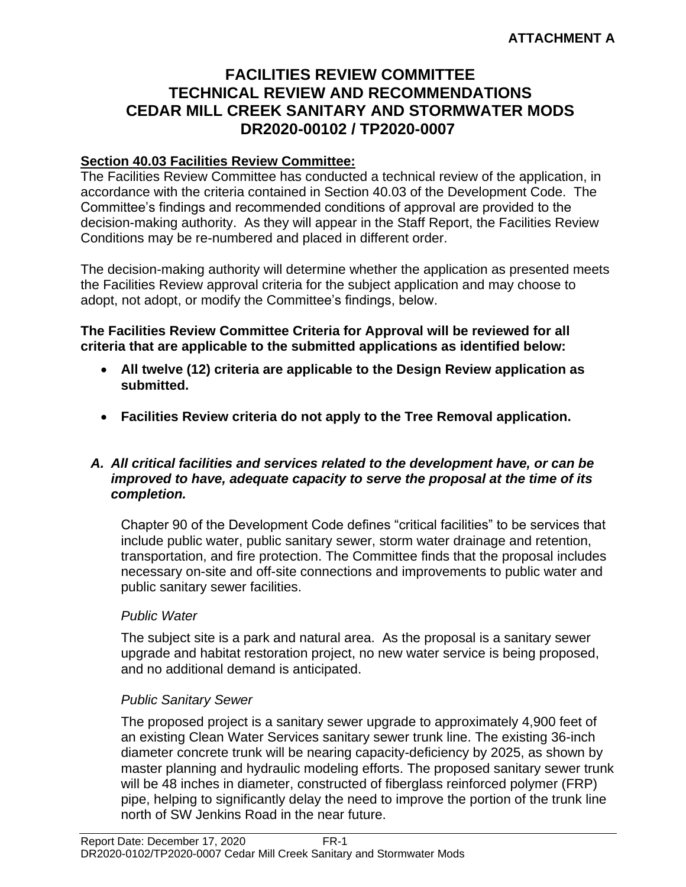**ATTACHMENT A**

# FACILITIES REVIEW COMMITTEE TECHNICAL REVIEW AND RECOMMENDATIONS CEDAR MILL CREEK SANITARY AND STORMWATER MODS DR2020-00102 / TP2020-0007

**Section 40.03 Facilities Review Committee:**

The Facilities Review Committee has conducted a technical review of the application, in accordance with the criteria contained in Section 40.03 of the Development Code. The Committee's findings and recommended conditions of approval are provided to the decision-making authority. As they will appear in the Staff Report, the Facilities Review Conditions may be re-numbered and placed in different order.

The decision-making authority will determine whether the application as presented meets the Facilities Review approval criteria for the subject application and may choose to adopt, not adopt, or modify the Committee's findings, below.

**The Facilities Review Committee Criteria for Approval will be reviewed for all criteria that are applicable to the submitted applications as identified below:**

- **All twelve (12) criteria are applicable to the Design Review application as submitted.**
- **Facilities Review criteria do not apply to the Tree Removal application.**

***A. All critical facilities and services related to the development have, or can be improved to have, adequate capacity to serve the proposal at the time of its completion.***

Chapter 90 of the Development Code defines "critical facilities" to be services that include public water, public sanitary sewer, storm water drainage and retention, transportation, and fire protection. The Committee finds that the proposal includes necessary on-site and off-site connections and improvements to public water and public sanitary sewer facilities.

*Public Water*

The subject site is a park and natural area. As the proposal is a sanitary sewer upgrade and habitat restoration project, no new water service is being proposed, and no additional demand is anticipated.

*Public Sanitary Sewer*

The proposed project is a sanitary sewer upgrade to approximately 4,900 feet of an existing Clean Water Services sanitary sewer trunk line. The existing 36-inch diameter concrete trunk will be nearing capacity-deficiency by 2025, as shown by master planning and hydraulic modeling efforts. The proposed sanitary sewer trunk will be 48 inches in diameter, constructed of fiberglass reinforced polymer (FRP) pipe, helping to significantly delay the need to improve the portion of the trunk line north of SW Jenkins Road in the near future.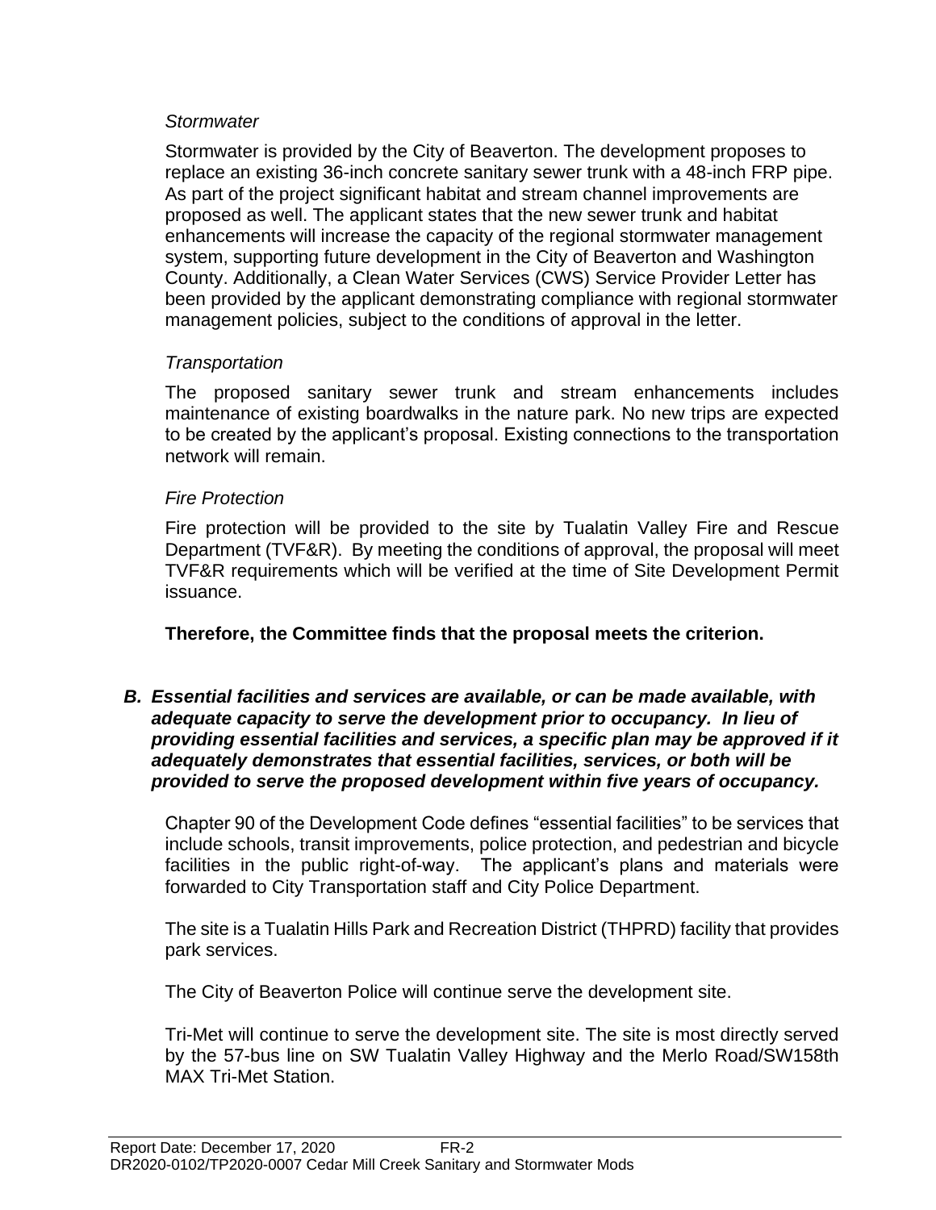*Stormwater*

Stormwater is provided by the City of Beaverton. The development proposes to replace an existing 36-inch concrete sanitary sewer trunk with a 48-inch FRP pipe. As part of the project significant habitat and stream channel improvements are proposed as well. The applicant states that the new sewer trunk and habitat enhancements will increase the capacity of the regional stormwater management system, supporting future development in the City of Beaverton and Washington County. Additionally, a Clean Water Services (CWS) Service Provider Letter has been provided by the applicant demonstrating compliance with regional stormwater management policies, subject to the conditions of approval in the letter.

*Transportation*

The proposed sanitary sewer trunk and stream enhancements includes maintenance of existing boardwalks in the nature park. No new trips are expected to be created by the applicant's proposal. Existing connections to the transportation network will remain.

*Fire Protection*

Fire protection will be provided to the site by Tualatin Valley Fire and Rescue Department (TVF&R). By meeting the conditions of approval, the proposal will meet TVF&R requirements which will be verified at the time of Site Development Permit issuance.

**Therefore, the Committee finds that the proposal meets the criterion.**

***B. Essential facilities and services are available, or can be made available, with adequate capacity to serve the development prior to occupancy. In lieu of providing essential facilities and services, a specific plan may be approved if it adequately demonstrates that essential facilities, services, or both will be provided to serve the proposed development within five years of occupancy.***

Chapter 90 of the Development Code defines "essential facilities" to be services that include schools, transit improvements, police protection, and pedestrian and bicycle facilities in the public right-of-way. The applicant's plans and materials were forwarded to City Transportation staff and City Police Department.

The site is a Tualatin Hills Park and Recreation District (THPRD) facility that provides park services.

The City of Beaverton Police will continue serve the development site.

Tri-Met will continue to serve the development site. The site is most directly served by the 57-bus line on SW Tualatin Valley Highway and the Merlo Road/SW158th MAX Tri-Met Station.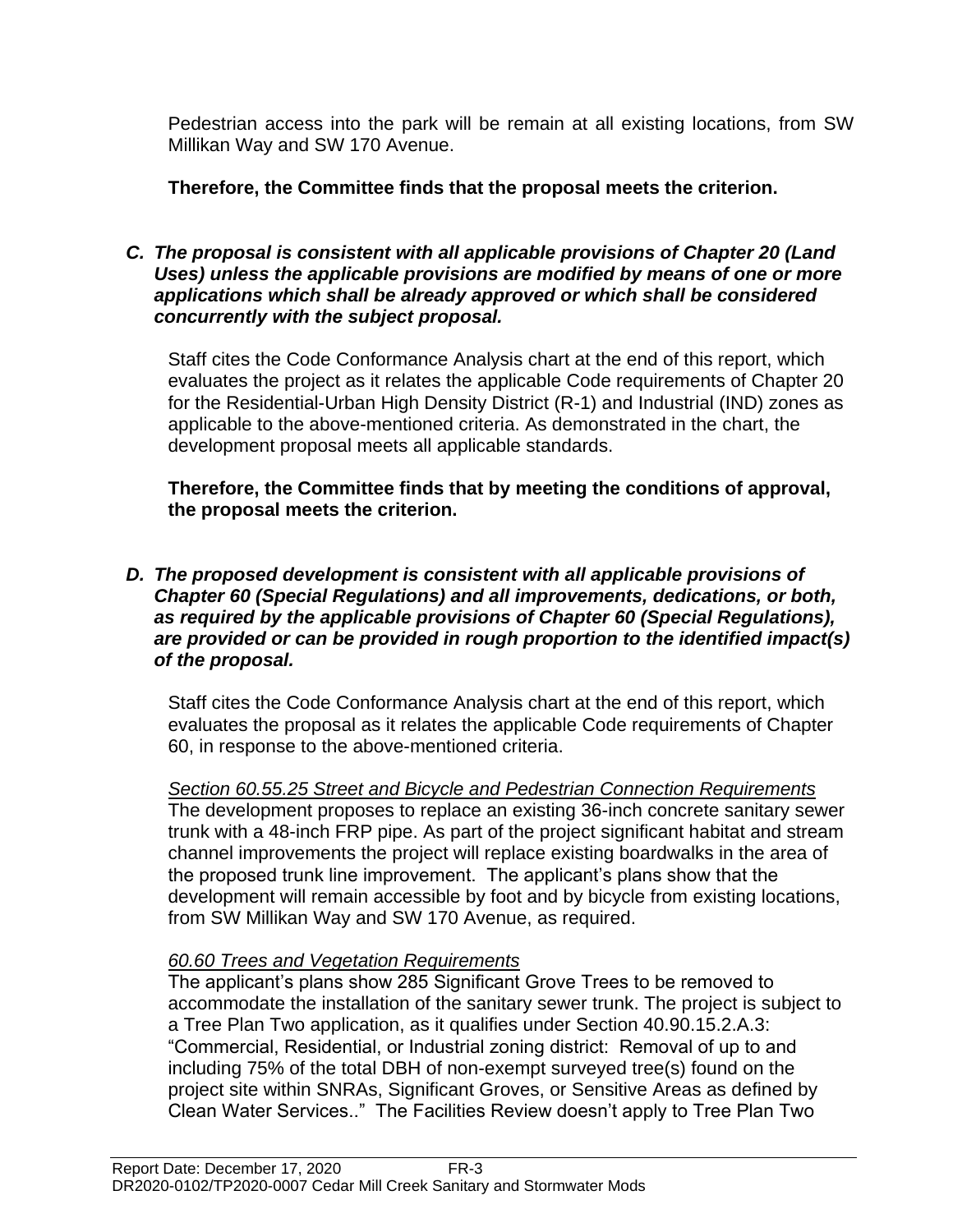Pedestrian access into the park will be remain at all existing locations, from SW Millikan Way and SW 170 Avenue.

**Therefore, the Committee finds that the proposal meets the criterion.**

***C. The proposal is consistent with all applicable provisions of Chapter 20 (Land Uses) unless the applicable provisions are modified by means of one or more applications which shall be already approved or which shall be considered concurrently with the subject proposal.***

Staff cites the Code Conformance Analysis chart at the end of this report, which evaluates the project as it relates the applicable Code requirements of Chapter 20 for the Residential-Urban High Density District (R-1) and Industrial (IND) zones as applicable to the above-mentioned criteria. As demonstrated in the chart, the development proposal meets all applicable standards.

**Therefore, the Committee finds that by meeting the conditions of approval, the proposal meets the criterion.**

***D. The proposed development is consistent with all applicable provisions of Chapter 60 (Special Regulations) and all improvements, dedications, or both, as required by the applicable provisions of Chapter 60 (Special Regulations), are provided or can be provided in rough proportion to the identified impact(s) of the proposal.***

Staff cites the Code Conformance Analysis chart at the end of this report, which evaluates the proposal as it relates the applicable Code requirements of Chapter 60, in response to the above-mentioned criteria.

*Section 60.55.25 Street and Bicycle and Pedestrian Connection Requirements*
The development proposes to replace an existing 36-inch concrete sanitary sewer trunk with a 48-inch FRP pipe. As part of the project significant habitat and stream channel improvements the project will replace existing boardwalks in the area of the proposed trunk line improvement. The applicant's plans show that the development will remain accessible by foot and by bicycle from existing locations, from SW Millikan Way and SW 170 Avenue, as required.

*60.60 Trees and Vegetation Requirements*
The applicant's plans show 285 Significant Grove Trees to be removed to accommodate the installation of the sanitary sewer trunk. The project is subject to a Tree Plan Two application, as it qualifies under Section 40.90.15.2.A.3: "Commercial, Residential, or Industrial zoning district: Removal of up to and including 75% of the total DBH of non-exempt surveyed tree(s) found on the project site within SNRAs, Significant Groves, or Sensitive Areas as defined by Clean Water Services.." The Facilities Review doesn't apply to Tree Plan Two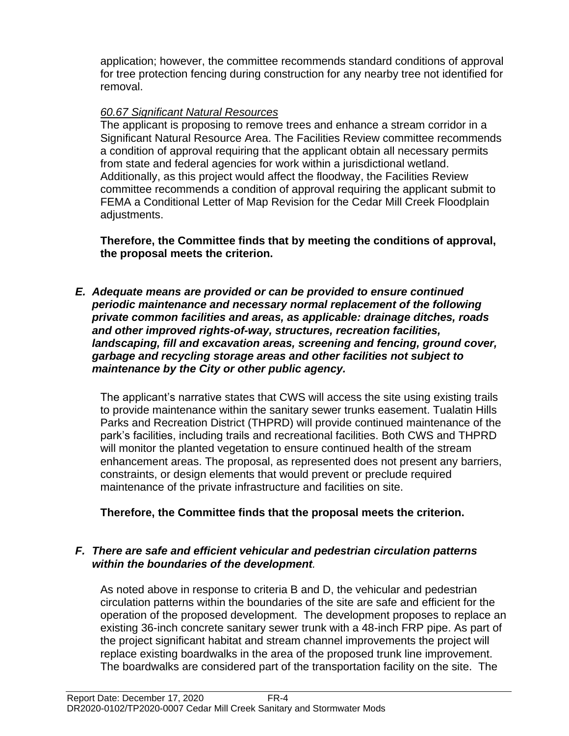application; however, the committee recommends standard conditions of approval for tree protection fencing during construction for any nearby tree not identified for removal.

*60.67 Significant Natural Resources*

The applicant is proposing to remove trees and enhance a stream corridor in a Significant Natural Resource Area. The Facilities Review committee recommends a condition of approval requiring that the applicant obtain all necessary permits from state and federal agencies for work within a jurisdictional wetland. Additionally, as this project would affect the floodway, the Facilities Review committee recommends a condition of approval requiring the applicant submit to FEMA a Conditional Letter of Map Revision for the Cedar Mill Creek Floodplain adjustments.

**Therefore, the Committee finds that by meeting the conditions of approval, the proposal meets the criterion.**

***E. Adequate means are provided or can be provided to ensure continued periodic maintenance and necessary normal replacement of the following private common facilities and areas, as applicable: drainage ditches, roads and other improved rights-of-way, structures, recreation facilities, landscaping, fill and excavation areas, screening and fencing, ground cover, garbage and recycling storage areas and other facilities not subject to maintenance by the City or other public agency.***

The applicant's narrative states that CWS will access the site using existing trails to provide maintenance within the sanitary sewer trunks easement. Tualatin Hills Parks and Recreation District (THPRD) will provide continued maintenance of the park's facilities, including trails and recreational facilities. Both CWS and THPRD will monitor the planted vegetation to ensure continued health of the stream enhancement areas. The proposal, as represented does not present any barriers, constraints, or design elements that would prevent or preclude required maintenance of the private infrastructure and facilities on site.

**Therefore, the Committee finds that the proposal meets the criterion.**

***F. There are safe and efficient vehicular and pedestrian circulation patterns within the boundaries of the development.***

As noted above in response to criteria B and D, the vehicular and pedestrian circulation patterns within the boundaries of the site are safe and efficient for the operation of the proposed development. The development proposes to replace an existing 36-inch concrete sanitary sewer trunk with a 48-inch FRP pipe. As part of the project significant habitat and stream channel improvements the project will replace existing boardwalks in the area of the proposed trunk line improvement. The boardwalks are considered part of the transportation facility on the site. The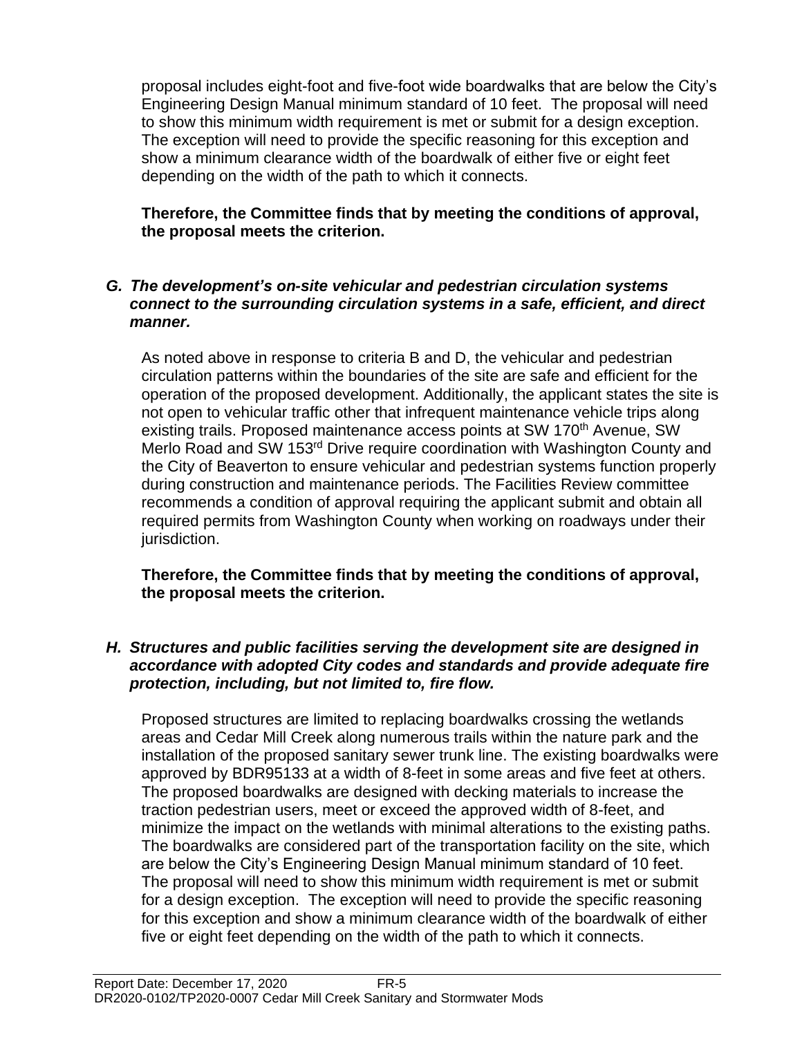proposal includes eight-foot and five-foot wide boardwalks that are below the City's Engineering Design Manual minimum standard of 10 feet. The proposal will need to show this minimum width requirement is met or submit for a design exception. The exception will need to provide the specific reasoning for this exception and show a minimum clearance width of the boardwalk of either five or eight feet depending on the width of the path to which it connects.

**Therefore, the Committee finds that by meeting the conditions of approval, the proposal meets the criterion.**

***G. The development's on-site vehicular and pedestrian circulation systems connect to the surrounding circulation systems in a safe, efficient, and direct manner.***

As noted above in response to criteria B and D, the vehicular and pedestrian circulation patterns within the boundaries of the site are safe and efficient for the operation of the proposed development. Additionally, the applicant states the site is not open to vehicular traffic other that infrequent maintenance vehicle trips along existing trails. Proposed maintenance access points at SW 170th Avenue, SW Merlo Road and SW 153rd Drive require coordination with Washington County and the City of Beaverton to ensure vehicular and pedestrian systems function properly during construction and maintenance periods. The Facilities Review committee recommends a condition of approval requiring the applicant submit and obtain all required permits from Washington County when working on roadways under their jurisdiction.

**Therefore, the Committee finds that by meeting the conditions of approval, the proposal meets the criterion.**

***H. Structures and public facilities serving the development site are designed in accordance with adopted City codes and standards and provide adequate fire protection, including, but not limited to, fire flow.***

Proposed structures are limited to replacing boardwalks crossing the wetlands areas and Cedar Mill Creek along numerous trails within the nature park and the installation of the proposed sanitary sewer trunk line. The existing boardwalks were approved by BDR95133 at a width of 8-feet in some areas and five feet at others. The proposed boardwalks are designed with decking materials to increase the traction pedestrian users, meet or exceed the approved width of 8-feet, and minimize the impact on the wetlands with minimal alterations to the existing paths. The boardwalks are considered part of the transportation facility on the site, which are below the City's Engineering Design Manual minimum standard of 10 feet. The proposal will need to show this minimum width requirement is met or submit for a design exception. The exception will need to provide the specific reasoning for this exception and show a minimum clearance width of the boardwalk of either five or eight feet depending on the width of the path to which it connects.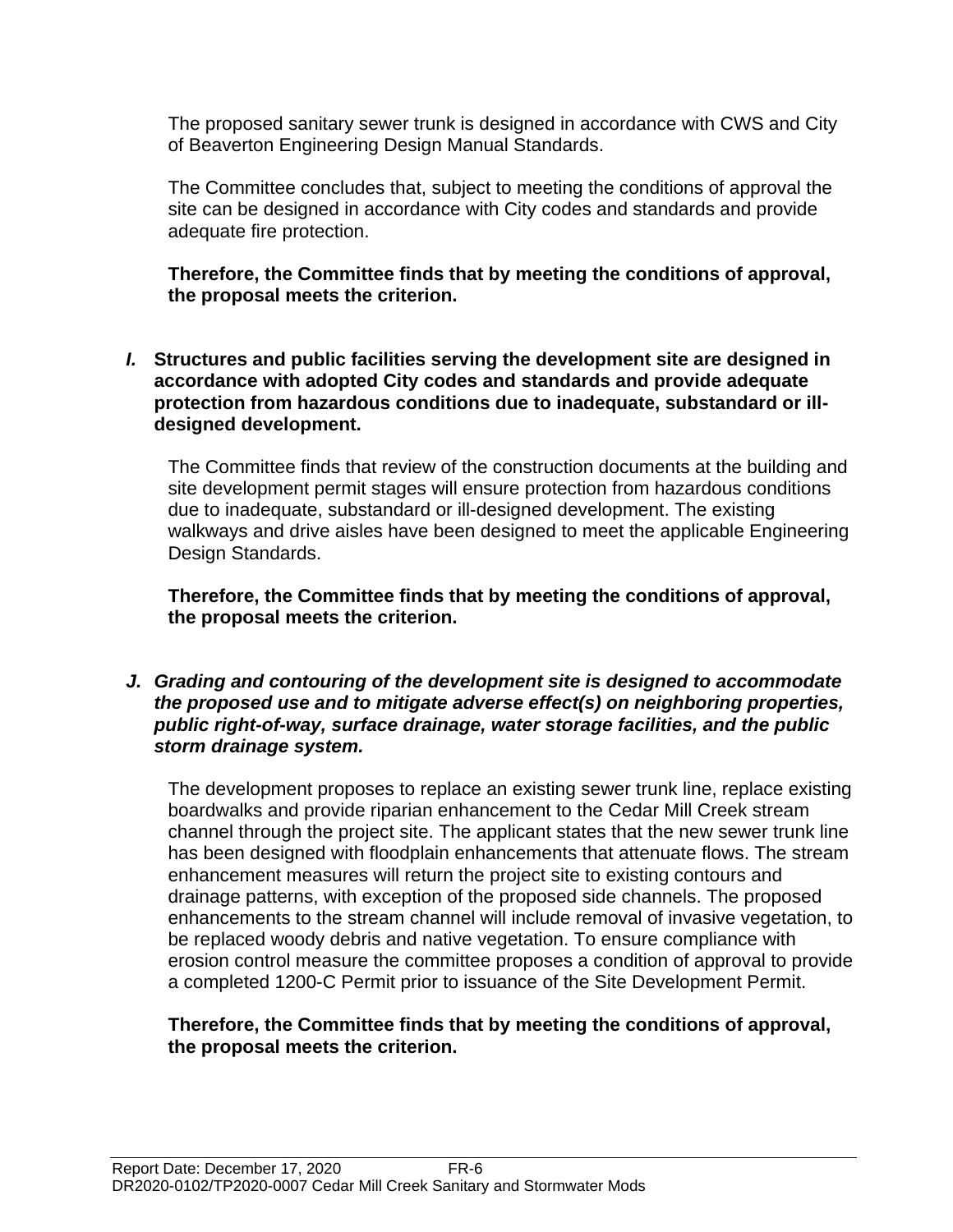The proposed sanitary sewer trunk is designed in accordance with CWS and City of Beaverton Engineering Design Manual Standards.

The Committee concludes that, subject to meeting the conditions of approval the site can be designed in accordance with City codes and standards and provide adequate fire protection.

**Therefore, the Committee finds that by meeting the conditions of approval, the proposal meets the criterion.**

***I.*** **Structures and public facilities serving the development site are designed in accordance with adopted City codes and standards and provide adequate protection from hazardous conditions due to inadequate, substandard or ill-designed development.**

The Committee finds that review of the construction documents at the building and site development permit stages will ensure protection from hazardous conditions due to inadequate, substandard or ill-designed development. The existing walkways and drive aisles have been designed to meet the applicable Engineering Design Standards.

**Therefore, the Committee finds that by meeting the conditions of approval, the proposal meets the criterion.**

***J. Grading and contouring of the development site is designed to accommodate the proposed use and to mitigate adverse effect(s) on neighboring properties, public right-of-way, surface drainage, water storage facilities, and the public storm drainage system.***

The development proposes to replace an existing sewer trunk line, replace existing boardwalks and provide riparian enhancement to the Cedar Mill Creek stream channel through the project site. The applicant states that the new sewer trunk line has been designed with floodplain enhancements that attenuate flows. The stream enhancement measures will return the project site to existing contours and drainage patterns, with exception of the proposed side channels. The proposed enhancements to the stream channel will include removal of invasive vegetation, to be replaced woody debris and native vegetation. To ensure compliance with erosion control measure the committee proposes a condition of approval to provide a completed 1200-C Permit prior to issuance of the Site Development Permit.

**Therefore, the Committee finds that by meeting the conditions of approval, the proposal meets the criterion.**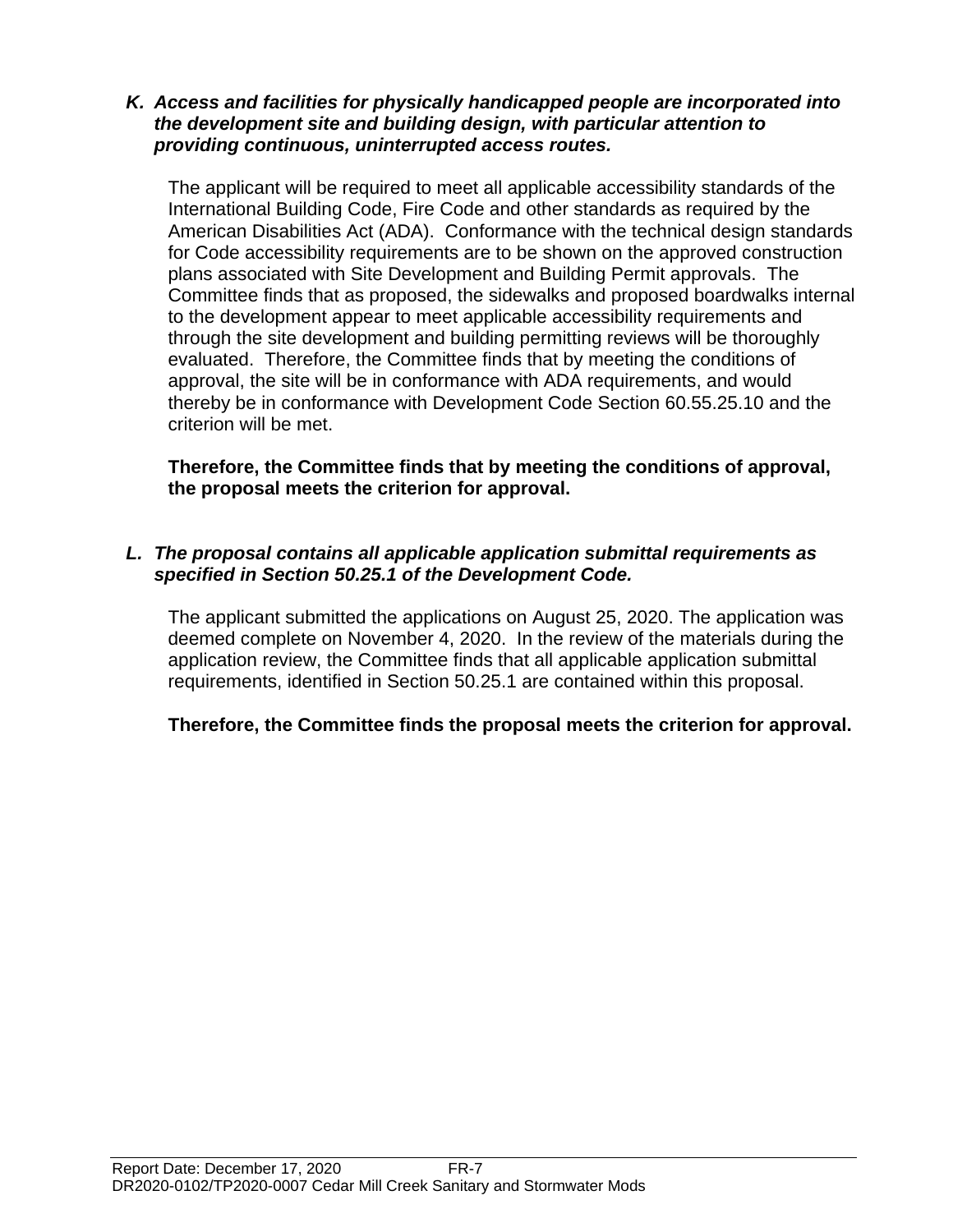***K. Access and facilities for physically handicapped people are incorporated into the development site and building design, with particular attention to providing continuous, uninterrupted access routes.***

The applicant will be required to meet all applicable accessibility standards of the International Building Code, Fire Code and other standards as required by the American Disabilities Act (ADA). Conformance with the technical design standards for Code accessibility requirements are to be shown on the approved construction plans associated with Site Development and Building Permit approvals. The Committee finds that as proposed, the sidewalks and proposed boardwalks internal to the development appear to meet applicable accessibility requirements and through the site development and building permitting reviews will be thoroughly evaluated. Therefore, the Committee finds that by meeting the conditions of approval, the site will be in conformance with ADA requirements, and would thereby be in conformance with Development Code Section 60.55.25.10 and the criterion will be met.

**Therefore, the Committee finds that by meeting the conditions of approval, the proposal meets the criterion for approval.**

***L. The proposal contains all applicable application submittal requirements as specified in Section 50.25.1 of the Development Code.***

The applicant submitted the applications on August 25, 2020. The application was deemed complete on November 4, 2020. In the review of the materials during the application review, the Committee finds that all applicable application submittal requirements, identified in Section 50.25.1 are contained within this proposal.

**Therefore, the Committee finds the proposal meets the criterion for approval.**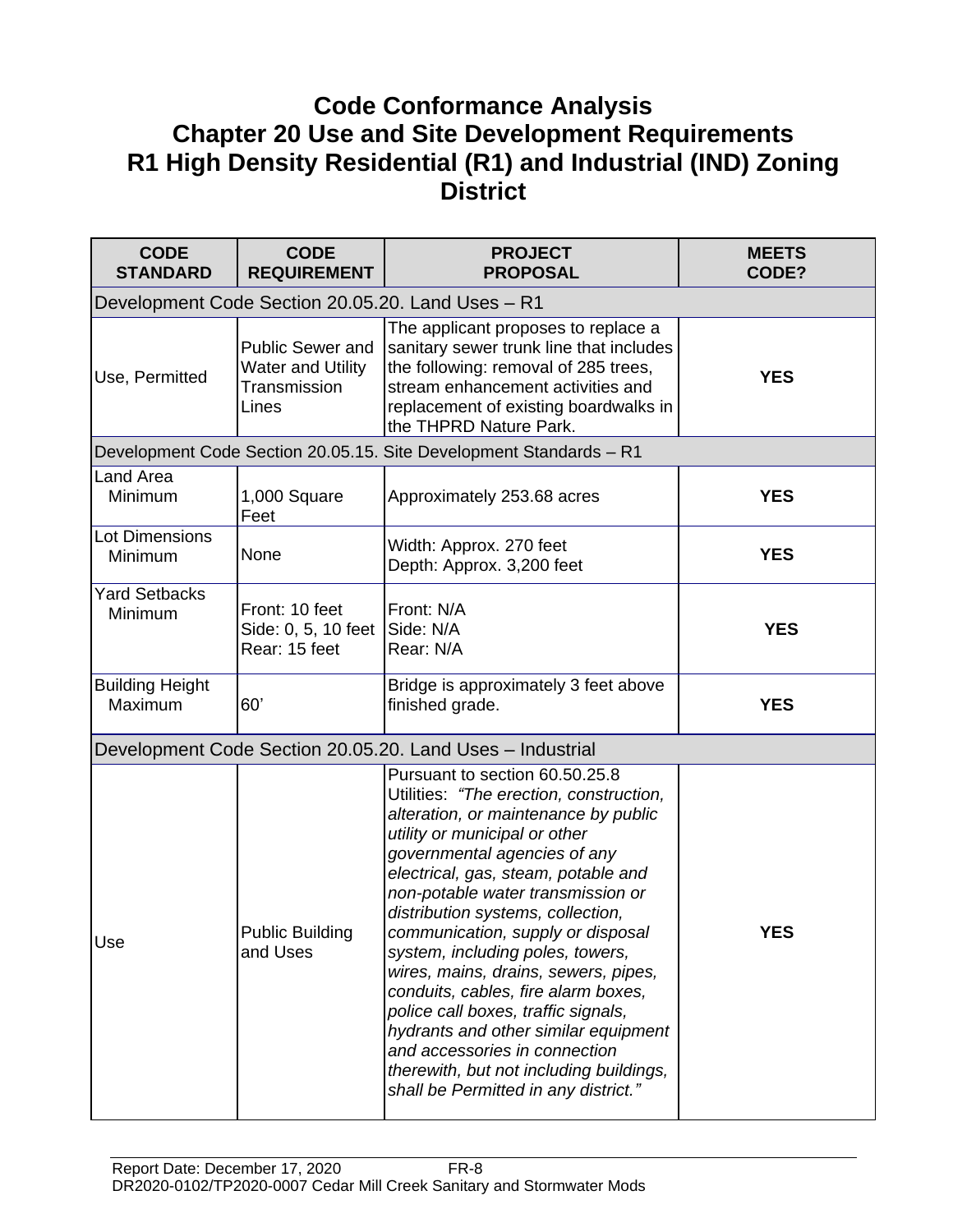# Code Conformance Analysis
# Chapter 20 Use and Site Development Requirements
# R1 High Density Residential (R1) and Industrial (IND) Zoning District

| CODE STANDARD | CODE REQUIREMENT | PROJECT PROPOSAL | MEETS CODE? |
|---|---|---|---|
| Development Code Section 20.05.20. Land Uses – R1 | | | |
| Use, Permitted | Public Sewer and Water and Utility Transmission Lines | The applicant proposes to replace a sanitary sewer trunk line that includes the following: removal of 285 trees, stream enhancement activities and replacement of existing boardwalks in the THPRD Nature Park. | **YES** |
| Development Code Section 20.05.15. Site Development Standards – R1 | | | |
| Land Area Minimum | 1,000 Square Feet | Approximately 253.68 acres | **YES** |
| Lot Dimensions Minimum | None | Width: Approx. 270 feet<br>Depth: Approx. 3,200 feet | **YES** |
| Yard Setbacks Minimum | Front: 10 feet<br>Side: 0, 5, 10 feet<br>Rear: 15 feet | Front: N/A<br>Side: N/A<br>Rear: N/A | **YES** |
| Building Height Maximum | 60’ | Bridge is approximately 3 feet above finished grade. | **YES** |
| Development Code Section 20.05.20. Land Uses – Industrial | | | |
| Use | Public Building and Uses | Pursuant to section 60.50.25.8 Utilities: *“The erection, construction, alteration, or maintenance by public utility or municipal or other governmental agencies of any electrical, gas, steam, potable and non-potable water transmission or distribution systems, collection, communication, supply or disposal system, including poles, towers, wires, mains, drains, sewers, pipes, conduits, cables, fire alarm boxes, police call boxes, traffic signals, hydrants and other similar equipment and accessories in connection therewith, but not including buildings, shall be Permitted in any district.”* | **YES** |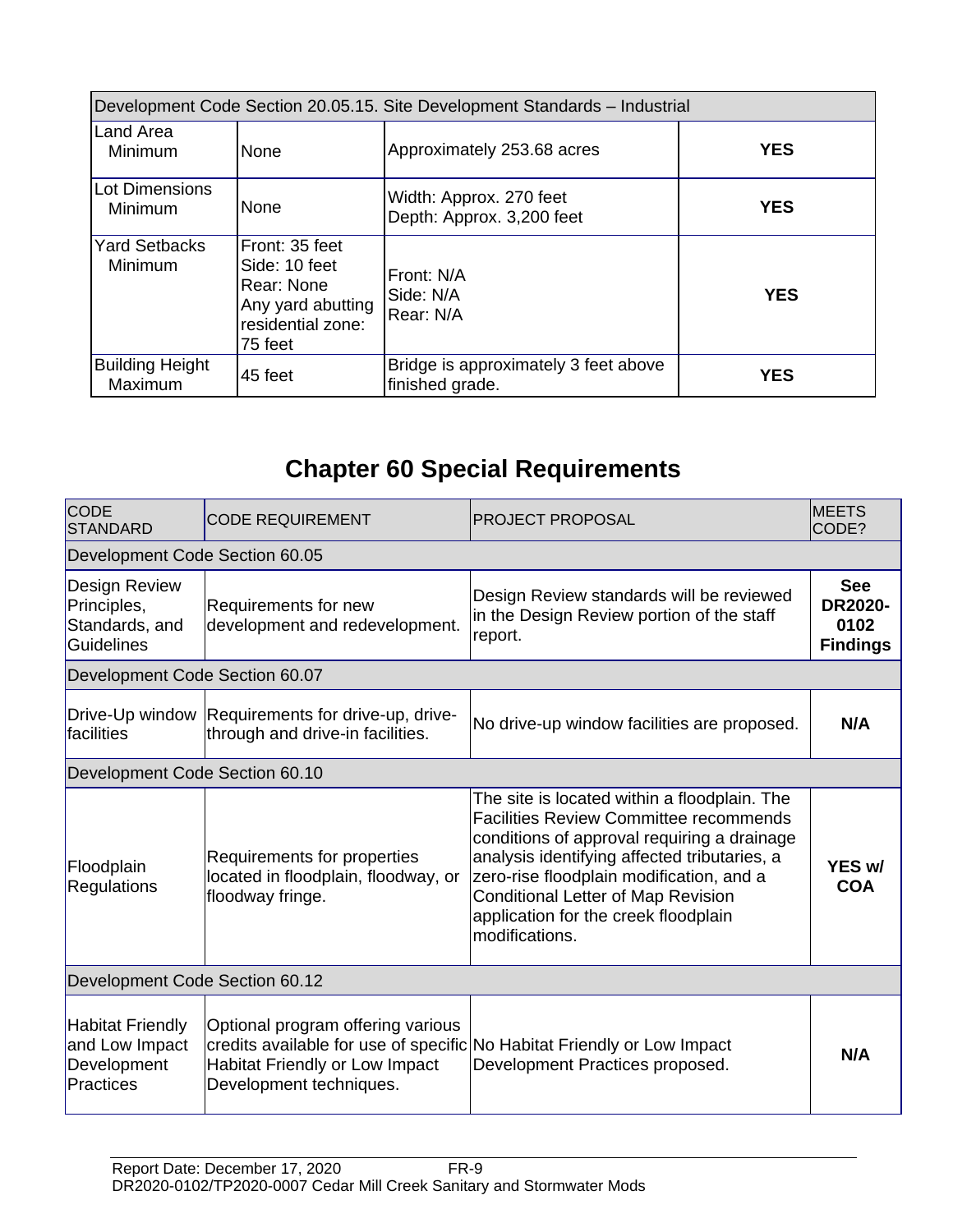| Development Code Section 20.05.15. Site Development Standards – Industrial | | | |
|---|---|---|---|
| Land Area Minimum | None | Approximately 253.68 acres | **YES** |
| Lot Dimensions Minimum | None | Width: Approx. 270 feet<br>Depth: Approx. 3,200 feet | **YES** |
| Yard Setbacks Minimum | Front: 35 feet<br>Side: 10 feet<br>Rear: None<br>Any yard abutting residential zone: 75 feet | Front: N/A<br>Side: N/A<br>Rear: N/A | **YES** |
| Building Height Maximum | 45 feet | Bridge is approximately 3 feet above finished grade. | **YES** |

# Chapter 60 Special Requirements

| CODE STANDARD | CODE REQUIREMENT | PROJECT PROPOSAL | MEETS CODE? |
|---|---|---|---|
| Development Code Section 60.05 | | | |
| Design Review Principles, Standards, and Guidelines | Requirements for new development and redevelopment. | Design Review standards will be reviewed in the Design Review portion of the staff report. | **See DR2020-0102 Findings** |
| Development Code Section 60.07 | | | |
| Drive-Up window facilities | Requirements for drive-up, drive-through and drive-in facilities. | No drive-up window facilities are proposed. | **N/A** |
| Development Code Section 60.10 | | | |
| Floodplain Regulations | Requirements for properties located in floodplain, floodway, or floodway fringe. | The site is located within a floodplain. The Facilities Review Committee recommends conditions of approval requiring a drainage analysis identifying affected tributaries, a zero-rise floodplain modification, and a Conditional Letter of Map Revision application for the creek floodplain modifications. | **YES w/ COA** |
| Development Code Section 60.12 | | | |
| Habitat Friendly and Low Impact Development Practices | Optional program offering various credits available for use of specific Habitat Friendly or Low Impact Development techniques. | No Habitat Friendly or Low Impact Development Practices proposed. | **N/A** |

Report Date: December 17, 2020 FR-9
DR2020-0102/TP2020-0007 Cedar Mill Creek Sanitary and Stormwater Mods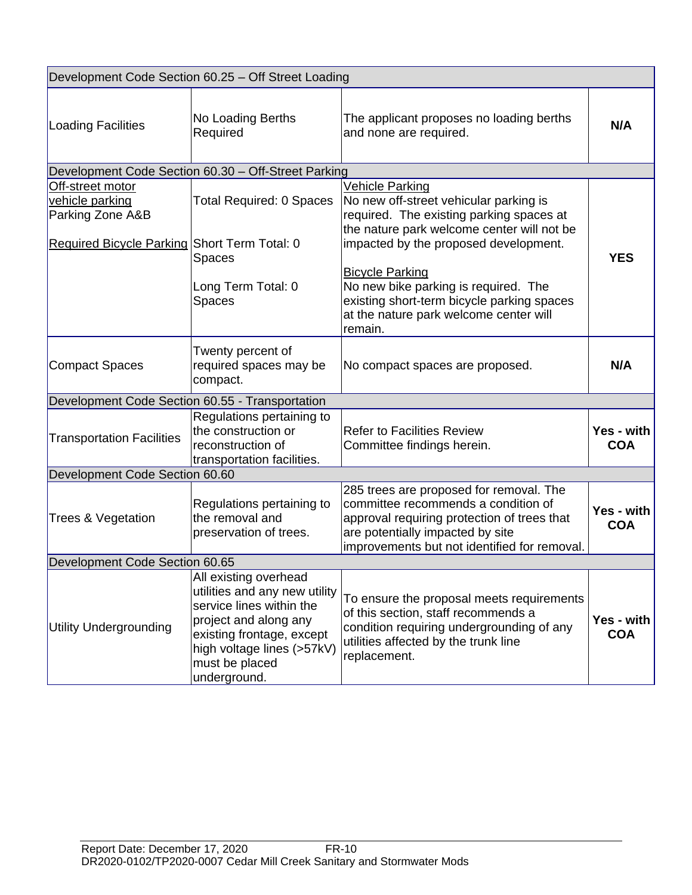| Development Code Section 60.25 – Off Street Loading | | | |
|---|---|---|---|
| Loading Facilities | No Loading Berths Required | The applicant proposes no loading berths and none are required. | **N/A** |
| **Development Code Section 60.30 – Off-Street Parking** | | | |
| Off-street motor vehicle parking<br>Parking Zone A&B<br><br>Required Bicycle Parking | Total Required: 0 Spaces<br><br>Short Term Total: 0 Spaces<br><br>Long Term Total: 0 Spaces | Vehicle Parking<br>No new off-street vehicular parking is required. The existing parking spaces at the nature park welcome center will not be impacted by the proposed development.<br><br>Bicycle Parking<br>No new bike parking is required. The existing short-term bicycle parking spaces at the nature park welcome center will remain. | **YES** |
| Compact Spaces | Twenty percent of required spaces may be compact. | No compact spaces are proposed. | **N/A** |
| **Development Code Section 60.55 - Transportation** | | | |
| Transportation Facilities | Regulations pertaining to the construction or reconstruction of transportation facilities. | Refer to Facilities Review Committee findings herein. | **Yes - with COA** |
| **Development Code Section 60.60** | | | |
| Trees & Vegetation | Regulations pertaining to the removal and preservation of trees. | 285 trees are proposed for removal. The committee recommends a condition of approval requiring protection of trees that are potentially impacted by site improvements but not identified for removal. | **Yes - with COA** |
| **Development Code Section 60.65** | | | |
| Utility Undergrounding | All existing overhead utilities and any new utility service lines within the project and along any existing frontage, except high voltage lines (>57kV) must be placed underground. | To ensure the proposal meets requirements of this section, staff recommends a condition requiring undergrounding of any utilities affected by the trunk line replacement. | **Yes - with COA** |

Report Date: December 17, 2020 FR-10
DR2020-0102/TP2020-0007 Cedar Mill Creek Sanitary and Stormwater Mods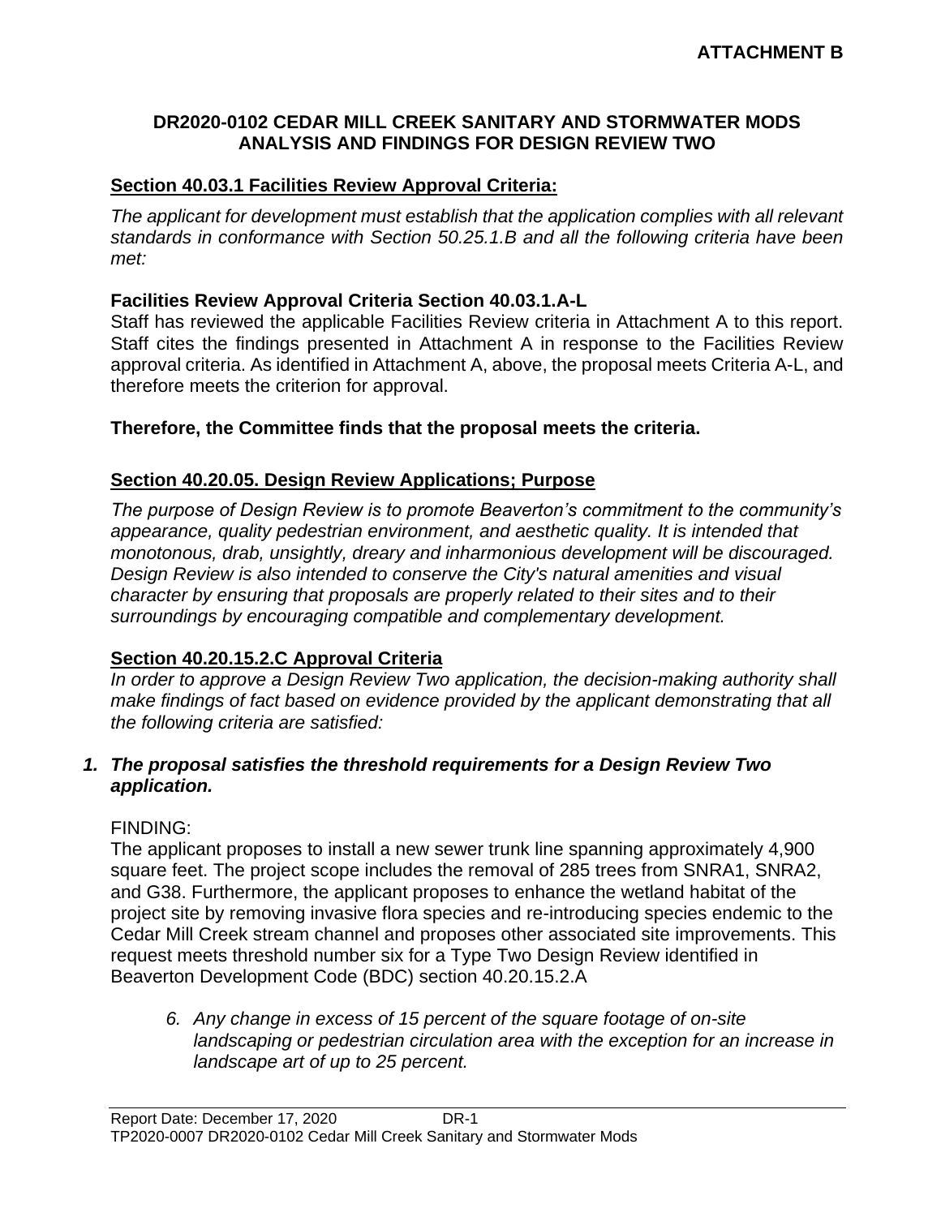**ATTACHMENT B**

**DR2020-0102 CEDAR MILL CREEK SANITARY AND STORMWATER MODS ANALYSIS AND FINDINGS FOR DESIGN REVIEW TWO**

## Section 40.03.1 Facilities Review Approval Criteria:

*The applicant for development must establish that the application complies with all relevant standards in conformance with Section 50.25.1.B and all the following criteria have been met:*

**Facilities Review Approval Criteria Section 40.03.1.A-L**

Staff has reviewed the applicable Facilities Review criteria in Attachment A to this report. Staff cites the findings presented in Attachment A in response to the Facilities Review approval criteria. As identified in Attachment A, above, the proposal meets Criteria A-L, and therefore meets the criterion for approval.

**Therefore, the Committee finds that the proposal meets the criteria.**

## Section 40.20.05. Design Review Applications; Purpose

*The purpose of Design Review is to promote Beaverton's commitment to the community's appearance, quality pedestrian environment, and aesthetic quality. It is intended that monotonous, drab, unsightly, dreary and inharmonious development will be discouraged. Design Review is also intended to conserve the City's natural amenities and visual character by ensuring that proposals are properly related to their sites and to their surroundings by encouraging compatible and complementary development.*

## Section 40.20.15.2.C Approval Criteria

*In order to approve a Design Review Two application, the decision-making authority shall make findings of fact based on evidence provided by the applicant demonstrating that all the following criteria are satisfied:*

***1. The proposal satisfies the threshold requirements for a Design Review Two application.***

FINDING:

The applicant proposes to install a new sewer trunk line spanning approximately 4,900 square feet. The project scope includes the removal of 285 trees from SNRA1, SNRA2, and G38. Furthermore, the applicant proposes to enhance the wetland habitat of the project site by removing invasive flora species and re-introducing species endemic to the Cedar Mill Creek stream channel and proposes other associated site improvements. This request meets threshold number six for a Type Two Design Review identified in Beaverton Development Code (BDC) section 40.20.15.2.A

> *6. Any change in excess of 15 percent of the square footage of on-site landscaping or pedestrian circulation area with the exception for an increase in landscape art of up to 25 percent.*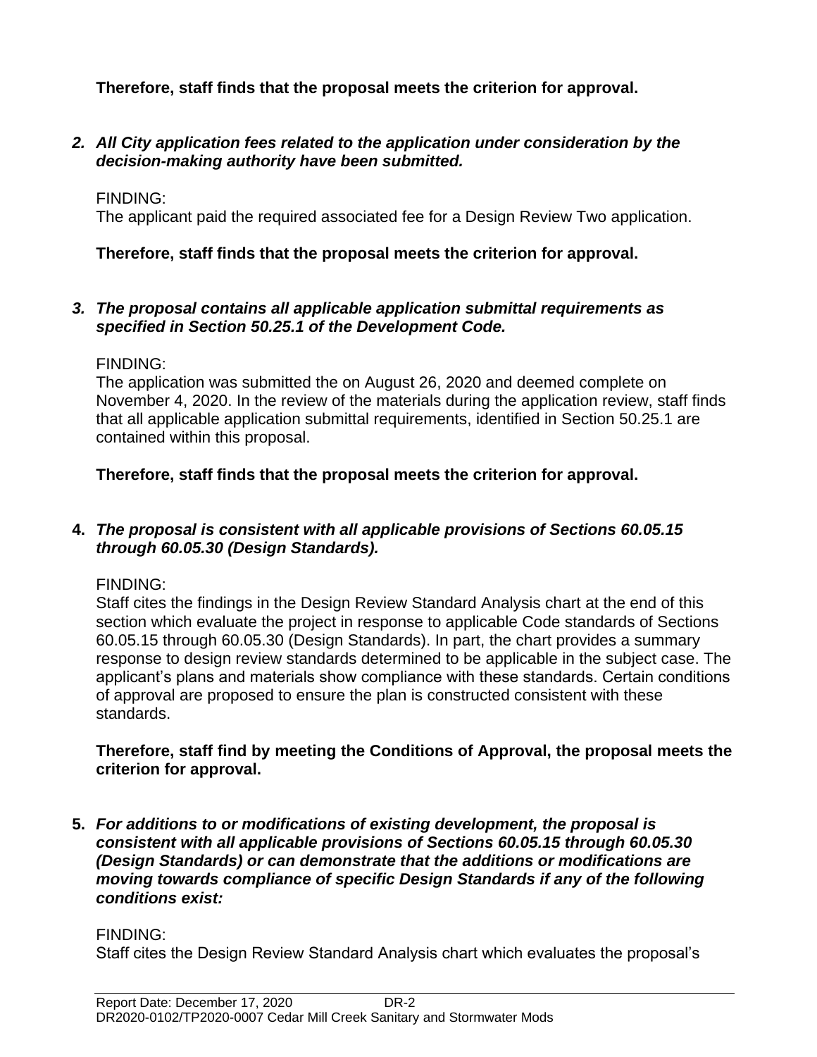**Therefore, staff finds that the proposal meets the criterion for approval.**

2. ***All City application fees related to the application under consideration by the decision-making authority have been submitted.***

   FINDING:
   The applicant paid the required associated fee for a Design Review Two application.

   **Therefore, staff finds that the proposal meets the criterion for approval.**

3. ***The proposal contains all applicable application submittal requirements as specified in Section 50.25.1 of the Development Code.***

   FINDING:
   The application was submitted the on August 26, 2020 and deemed complete on November 4, 2020. In the review of the materials during the application review, staff finds that all applicable application submittal requirements, identified in Section 50.25.1 are contained within this proposal.

   **Therefore, staff finds that the proposal meets the criterion for approval.**

4. ***The proposal is consistent with all applicable provisions of Sections 60.05.15 through 60.05.30 (Design Standards).***

   FINDING:
   Staff cites the findings in the Design Review Standard Analysis chart at the end of this section which evaluate the project in response to applicable Code standards of Sections 60.05.15 through 60.05.30 (Design Standards). In part, the chart provides a summary response to design review standards determined to be applicable in the subject case. The applicant's plans and materials show compliance with these standards. Certain conditions of approval are proposed to ensure the plan is constructed consistent with these standards.

   **Therefore, staff find by meeting the Conditions of Approval, the proposal meets the criterion for approval.**

5. ***For additions to or modifications of existing development, the proposal is consistent with all applicable provisions of Sections 60.05.15 through 60.05.30 (Design Standards) or can demonstrate that the additions or modifications are moving towards compliance of specific Design Standards if any of the following conditions exist:***

   FINDING:
   Staff cites the Design Review Standard Analysis chart which evaluates the proposal's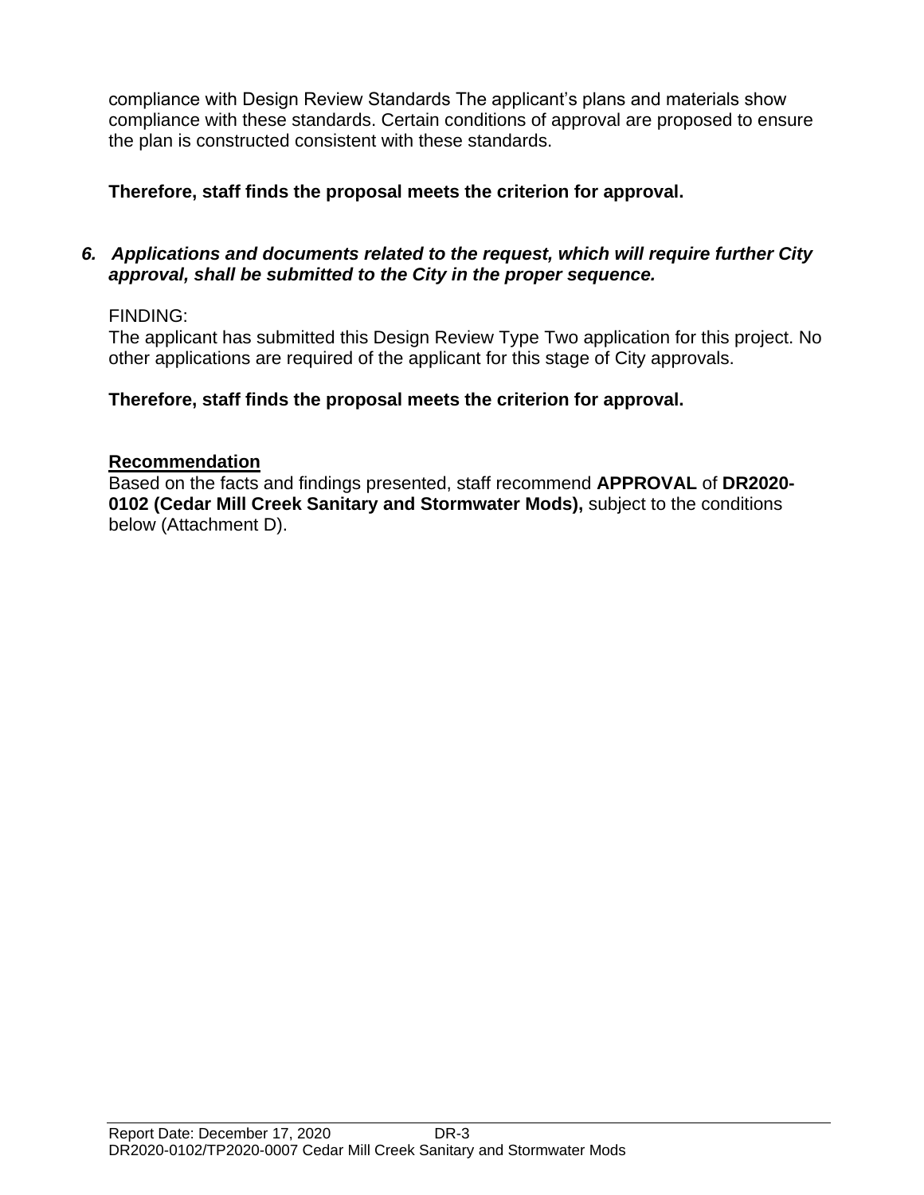compliance with Design Review Standards The applicant's plans and materials show compliance with these standards. Certain conditions of approval are proposed to ensure the plan is constructed consistent with these standards.

**Therefore, staff finds the proposal meets the criterion for approval.**

***6. Applications and documents related to the request, which will require further City approval, shall be submitted to the City in the proper sequence.***

FINDING:
The applicant has submitted this Design Review Type Two application for this project. No other applications are required of the applicant for this stage of City approvals.

**Therefore, staff finds the proposal meets the criterion for approval.**

**Recommendation**
Based on the facts and findings presented, staff recommend **APPROVAL** of **DR2020-0102 (Cedar Mill Creek Sanitary and Stormwater Mods),** subject to the conditions below (Attachment D).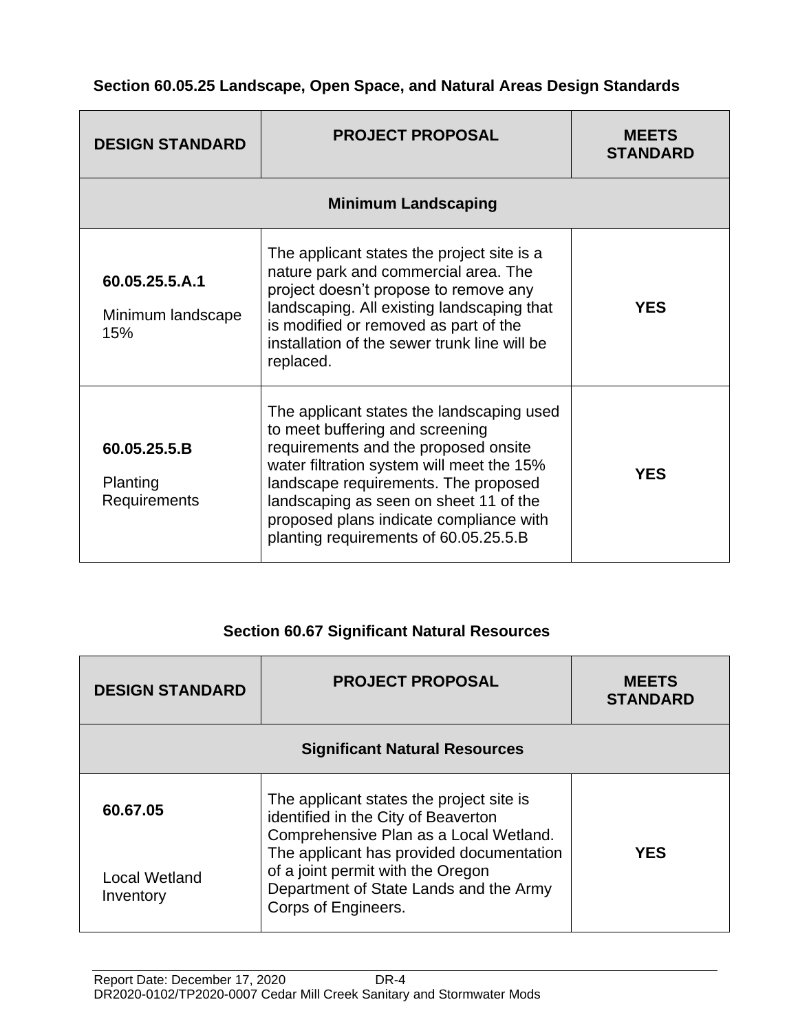### Section 60.05.25 Landscape, Open Space, and Natural Areas Design Standards

| DESIGN STANDARD | PROJECT PROPOSAL | MEETS STANDARD |
|---|---|---|
| **Minimum Landscaping** | | |
| **60.05.25.5.A.1** Minimum landscape 15% | The applicant states the project site is a nature park and commercial area. The project doesn't propose to remove any landscaping. All existing landscaping that is modified or removed as part of the installation of the sewer trunk line will be replaced. | **YES** |
| **60.05.25.5.B** Planting Requirements | The applicant states the landscaping used to meet buffering and screening requirements and the proposed onsite water filtration system will meet the 15% landscape requirements. The proposed landscaping as seen on sheet 11 of the proposed plans indicate compliance with planting requirements of 60.05.25.5.B | **YES** |

### Section 60.67 Significant Natural Resources

| DESIGN STANDARD | PROJECT PROPOSAL | MEETS STANDARD |
|---|---|---|
| **Significant Natural Resources** | | |
| **60.67.05** Local Wetland Inventory | The applicant states the project site is identified in the City of Beaverton Comprehensive Plan as a Local Wetland. The applicant has provided documentation of a joint permit with the Oregon Department of State Lands and the Army Corps of Engineers. | **YES** |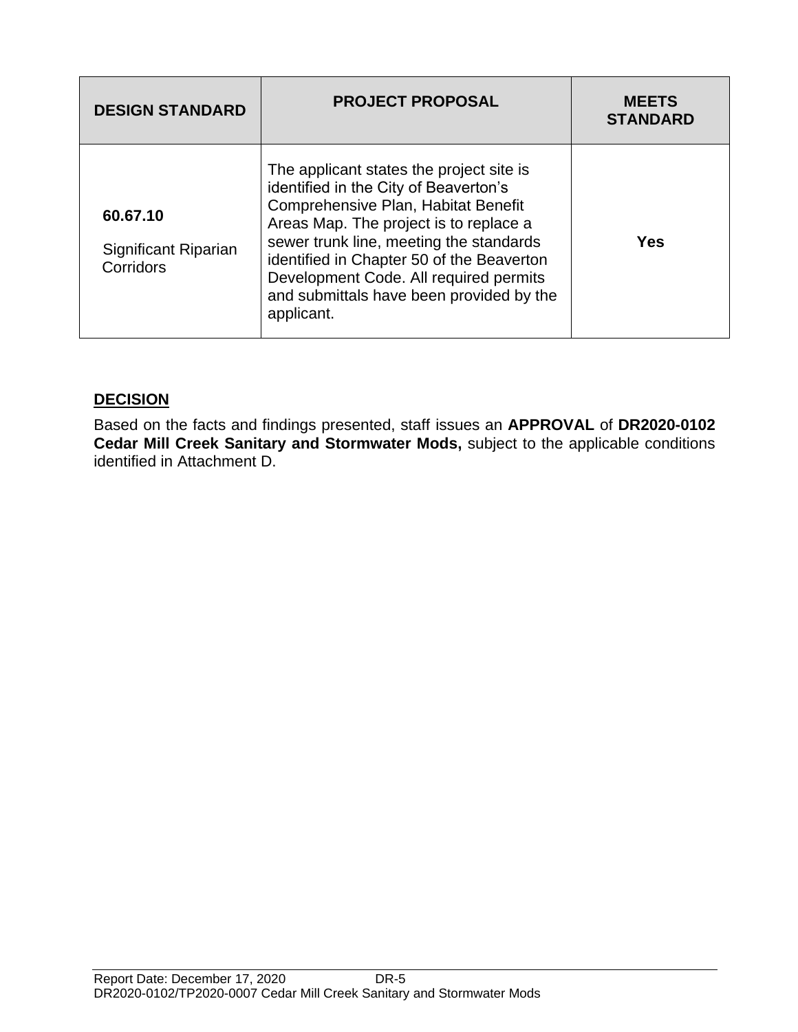| DESIGN STANDARD | PROJECT PROPOSAL | MEETS STANDARD |
|---|---|---|
| **60.67.10** Significant Riparian Corridors | The applicant states the project site is identified in the City of Beaverton's Comprehensive Plan, Habitat Benefit Areas Map. The project is to replace a sewer trunk line, meeting the standards identified in Chapter 50 of the Beaverton Development Code. All required permits and submittals have been provided by the applicant. | **Yes** |

## DECISION

Based on the facts and findings presented, staff issues an **APPROVAL** of **DR2020-0102 Cedar Mill Creek Sanitary and Stormwater Mods,** subject to the applicable conditions identified in Attachment D.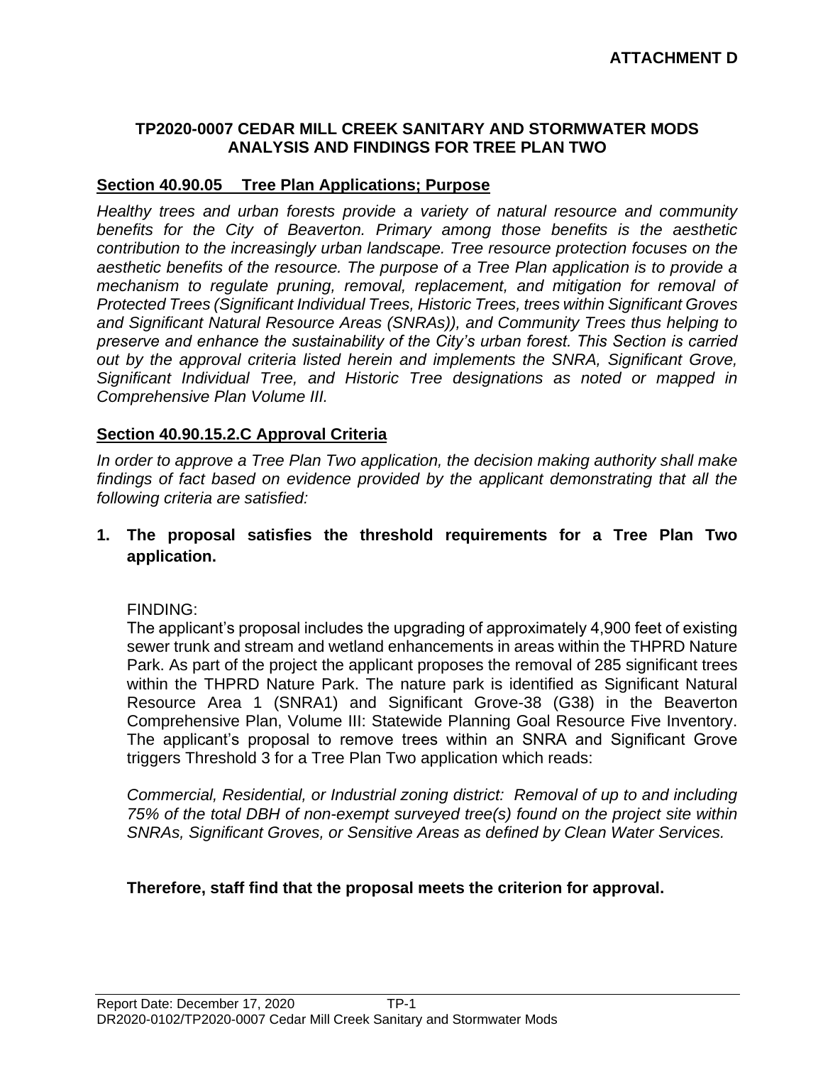**ATTACHMENT D**

**TP2020-0007 CEDAR MILL CREEK SANITARY AND STORMWATER MODS ANALYSIS AND FINDINGS FOR TREE PLAN TWO**

## Section 40.90.05 Tree Plan Applications; Purpose

*Healthy trees and urban forests provide a variety of natural resource and community benefits for the City of Beaverton. Primary among those benefits is the aesthetic contribution to the increasingly urban landscape. Tree resource protection focuses on the aesthetic benefits of the resource. The purpose of a Tree Plan application is to provide a mechanism to regulate pruning, removal, replacement, and mitigation for removal of Protected Trees (Significant Individual Trees, Historic Trees, trees within Significant Groves and Significant Natural Resource Areas (SNRAs)), and Community Trees thus helping to preserve and enhance the sustainability of the City's urban forest. This Section is carried out by the approval criteria listed herein and implements the SNRA, Significant Grove, Significant Individual Tree, and Historic Tree designations as noted or mapped in Comprehensive Plan Volume III.*

## Section 40.90.15.2.C Approval Criteria

*In order to approve a Tree Plan Two application, the decision making authority shall make findings of fact based on evidence provided by the applicant demonstrating that all the following criteria are satisfied:*

**1. The proposal satisfies the threshold requirements for a Tree Plan Two application.**

FINDING:

The applicant's proposal includes the upgrading of approximately 4,900 feet of existing sewer trunk and stream and wetland enhancements in areas within the THPRD Nature Park. As part of the project the applicant proposes the removal of 285 significant trees within the THPRD Nature Park. The nature park is identified as Significant Natural Resource Area 1 (SNRA1) and Significant Grove-38 (G38) in the Beaverton Comprehensive Plan, Volume III: Statewide Planning Goal Resource Five Inventory. The applicant's proposal to remove trees within an SNRA and Significant Grove triggers Threshold 3 for a Tree Plan Two application which reads:

*Commercial, Residential, or Industrial zoning district: Removal of up to and including 75% of the total DBH of non-exempt surveyed tree(s) found on the project site within SNRAs, Significant Groves, or Sensitive Areas as defined by Clean Water Services.*

**Therefore, staff find that the proposal meets the criterion for approval.**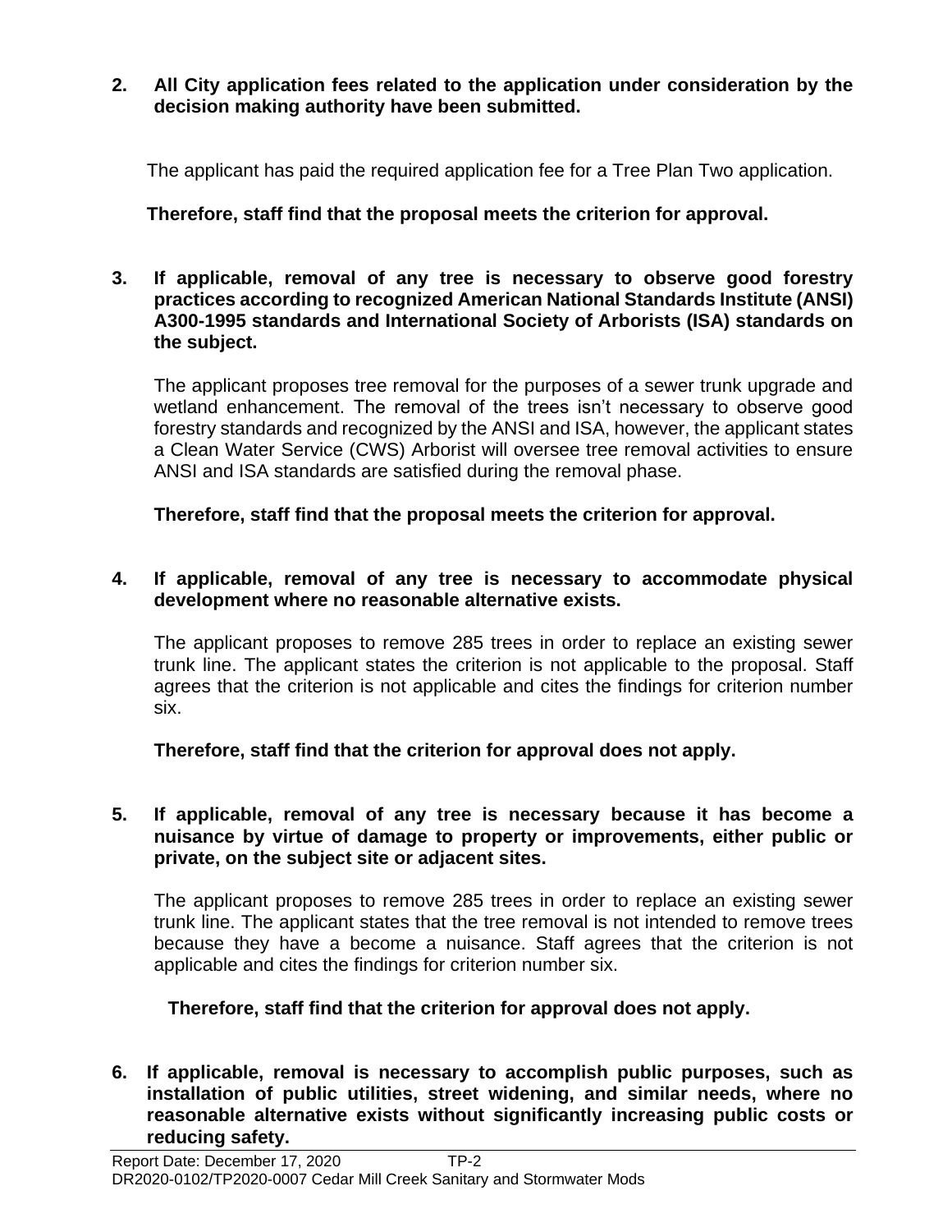**2. All City application fees related to the application under consideration by the decision making authority have been submitted.**

The applicant has paid the required application fee for a Tree Plan Two application.

**Therefore, staff find that the proposal meets the criterion for approval.**

**3. If applicable, removal of any tree is necessary to observe good forestry practices according to recognized American National Standards Institute (ANSI) A300-1995 standards and International Society of Arborists (ISA) standards on the subject.**

The applicant proposes tree removal for the purposes of a sewer trunk upgrade and wetland enhancement. The removal of the trees isn't necessary to observe good forestry standards and recognized by the ANSI and ISA, however, the applicant states a Clean Water Service (CWS) Arborist will oversee tree removal activities to ensure ANSI and ISA standards are satisfied during the removal phase.

**Therefore, staff find that the proposal meets the criterion for approval.**

**4. If applicable, removal of any tree is necessary to accommodate physical development where no reasonable alternative exists.**

The applicant proposes to remove 285 trees in order to replace an existing sewer trunk line. The applicant states the criterion is not applicable to the proposal. Staff agrees that the criterion is not applicable and cites the findings for criterion number six.

**Therefore, staff find that the criterion for approval does not apply.**

**5. If applicable, removal of any tree is necessary because it has become a nuisance by virtue of damage to property or improvements, either public or private, on the subject site or adjacent sites.**

The applicant proposes to remove 285 trees in order to replace an existing sewer trunk line. The applicant states that the tree removal is not intended to remove trees because they have a become a nuisance. Staff agrees that the criterion is not applicable and cites the findings for criterion number six.

**Therefore, staff find that the criterion for approval does not apply.**

**6. If applicable, removal is necessary to accomplish public purposes, such as installation of public utilities, street widening, and similar needs, where no reasonable alternative exists without significantly increasing public costs or reducing safety.**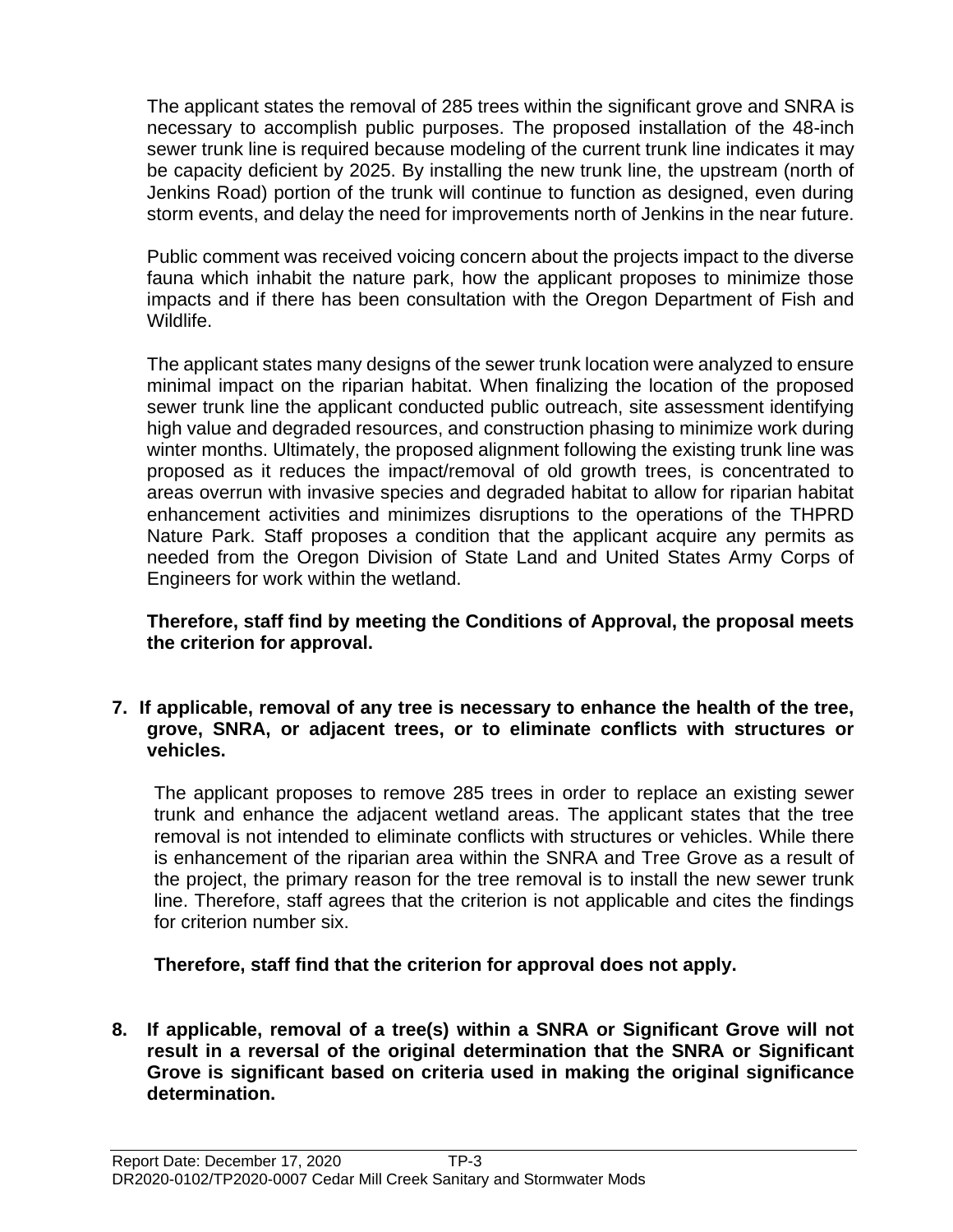The applicant states the removal of 285 trees within the significant grove and SNRA is necessary to accomplish public purposes. The proposed installation of the 48-inch sewer trunk line is required because modeling of the current trunk line indicates it may be capacity deficient by 2025. By installing the new trunk line, the upstream (north of Jenkins Road) portion of the trunk will continue to function as designed, even during storm events, and delay the need for improvements north of Jenkins in the near future.

Public comment was received voicing concern about the projects impact to the diverse fauna which inhabit the nature park, how the applicant proposes to minimize those impacts and if there has been consultation with the Oregon Department of Fish and Wildlife.

The applicant states many designs of the sewer trunk location were analyzed to ensure minimal impact on the riparian habitat. When finalizing the location of the proposed sewer trunk line the applicant conducted public outreach, site assessment identifying high value and degraded resources, and construction phasing to minimize work during winter months. Ultimately, the proposed alignment following the existing trunk line was proposed as it reduces the impact/removal of old growth trees, is concentrated to areas overrun with invasive species and degraded habitat to allow for riparian habitat enhancement activities and minimizes disruptions to the operations of the THPRD Nature Park. Staff proposes a condition that the applicant acquire any permits as needed from the Oregon Division of State Land and United States Army Corps of Engineers for work within the wetland.

**Therefore, staff find by meeting the Conditions of Approval, the proposal meets the criterion for approval.**

**7. If applicable, removal of any tree is necessary to enhance the health of the tree, grove, SNRA, or adjacent trees, or to eliminate conflicts with structures or vehicles.**

The applicant proposes to remove 285 trees in order to replace an existing sewer trunk and enhance the adjacent wetland areas. The applicant states that the tree removal is not intended to eliminate conflicts with structures or vehicles. While there is enhancement of the riparian area within the SNRA and Tree Grove as a result of the project, the primary reason for the tree removal is to install the new sewer trunk line. Therefore, staff agrees that the criterion is not applicable and cites the findings for criterion number six.

**Therefore, staff find that the criterion for approval does not apply.**

**8. If applicable, removal of a tree(s) within a SNRA or Significant Grove will not result in a reversal of the original determination that the SNRA or Significant Grove is significant based on criteria used in making the original significance determination.**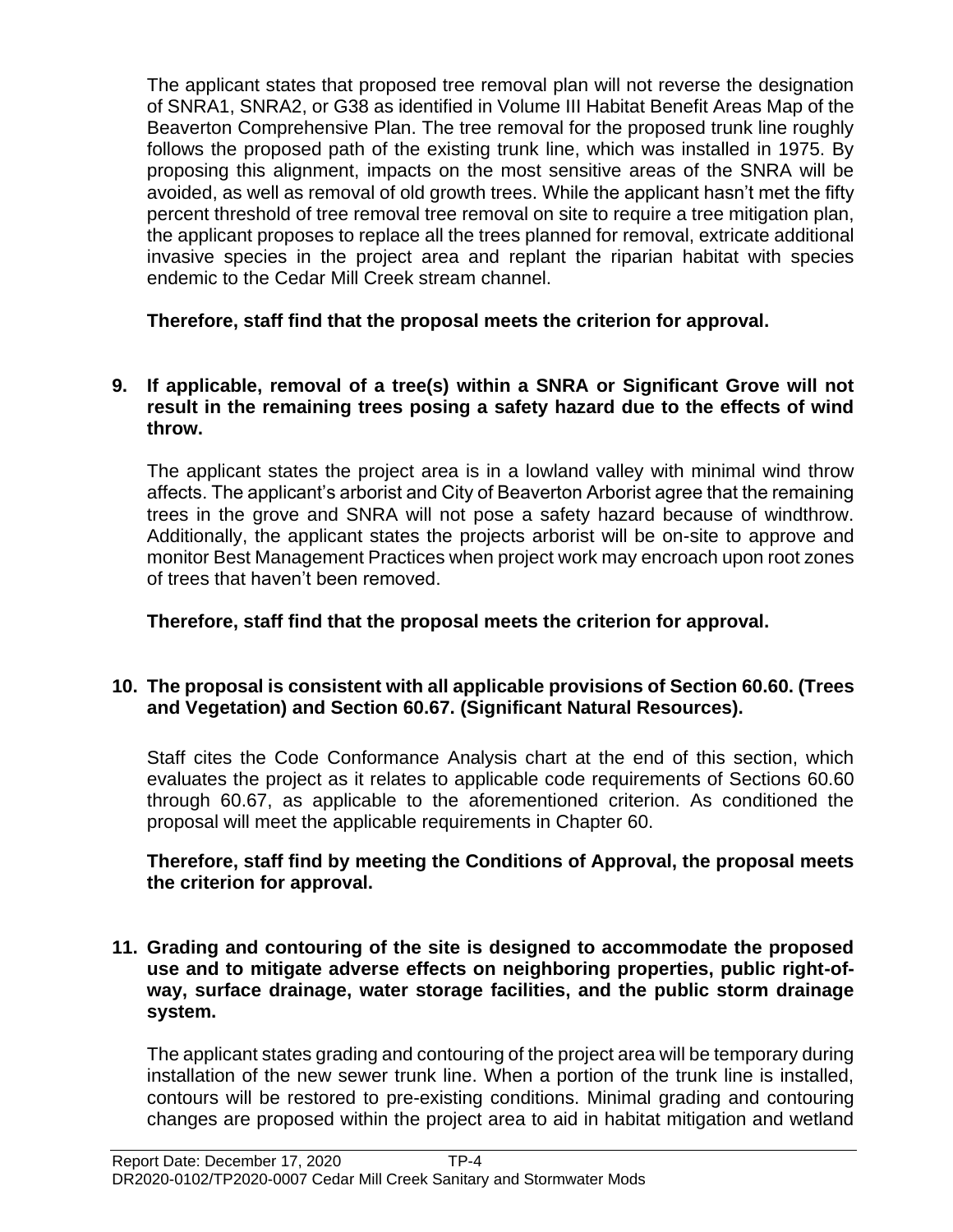The applicant states that proposed tree removal plan will not reverse the designation of SNRA1, SNRA2, or G38 as identified in Volume III Habitat Benefit Areas Map of the Beaverton Comprehensive Plan. The tree removal for the proposed trunk line roughly follows the proposed path of the existing trunk line, which was installed in 1975. By proposing this alignment, impacts on the most sensitive areas of the SNRA will be avoided, as well as removal of old growth trees. While the applicant hasn't met the fifty percent threshold of tree removal tree removal on site to require a tree mitigation plan, the applicant proposes to replace all the trees planned for removal, extricate additional invasive species in the project area and replant the riparian habitat with species endemic to the Cedar Mill Creek stream channel.

**Therefore, staff find that the proposal meets the criterion for approval.**

**9. If applicable, removal of a tree(s) within a SNRA or Significant Grove will not result in the remaining trees posing a safety hazard due to the effects of wind throw.**

The applicant states the project area is in a lowland valley with minimal wind throw affects. The applicant's arborist and City of Beaverton Arborist agree that the remaining trees in the grove and SNRA will not pose a safety hazard because of windthrow. Additionally, the applicant states the projects arborist will be on-site to approve and monitor Best Management Practices when project work may encroach upon root zones of trees that haven't been removed.

**Therefore, staff find that the proposal meets the criterion for approval.**

**10. The proposal is consistent with all applicable provisions of Section 60.60. (Trees and Vegetation) and Section 60.67. (Significant Natural Resources).**

Staff cites the Code Conformance Analysis chart at the end of this section, which evaluates the project as it relates to applicable code requirements of Sections 60.60 through 60.67, as applicable to the aforementioned criterion. As conditioned the proposal will meet the applicable requirements in Chapter 60.

**Therefore, staff find by meeting the Conditions of Approval, the proposal meets the criterion for approval.**

**11. Grading and contouring of the site is designed to accommodate the proposed use and to mitigate adverse effects on neighboring properties, public right-of-way, surface drainage, water storage facilities, and the public storm drainage system.**

The applicant states grading and contouring of the project area will be temporary during installation of the new sewer trunk line. When a portion of the trunk line is installed, contours will be restored to pre-existing conditions. Minimal grading and contouring changes are proposed within the project area to aid in habitat mitigation and wetland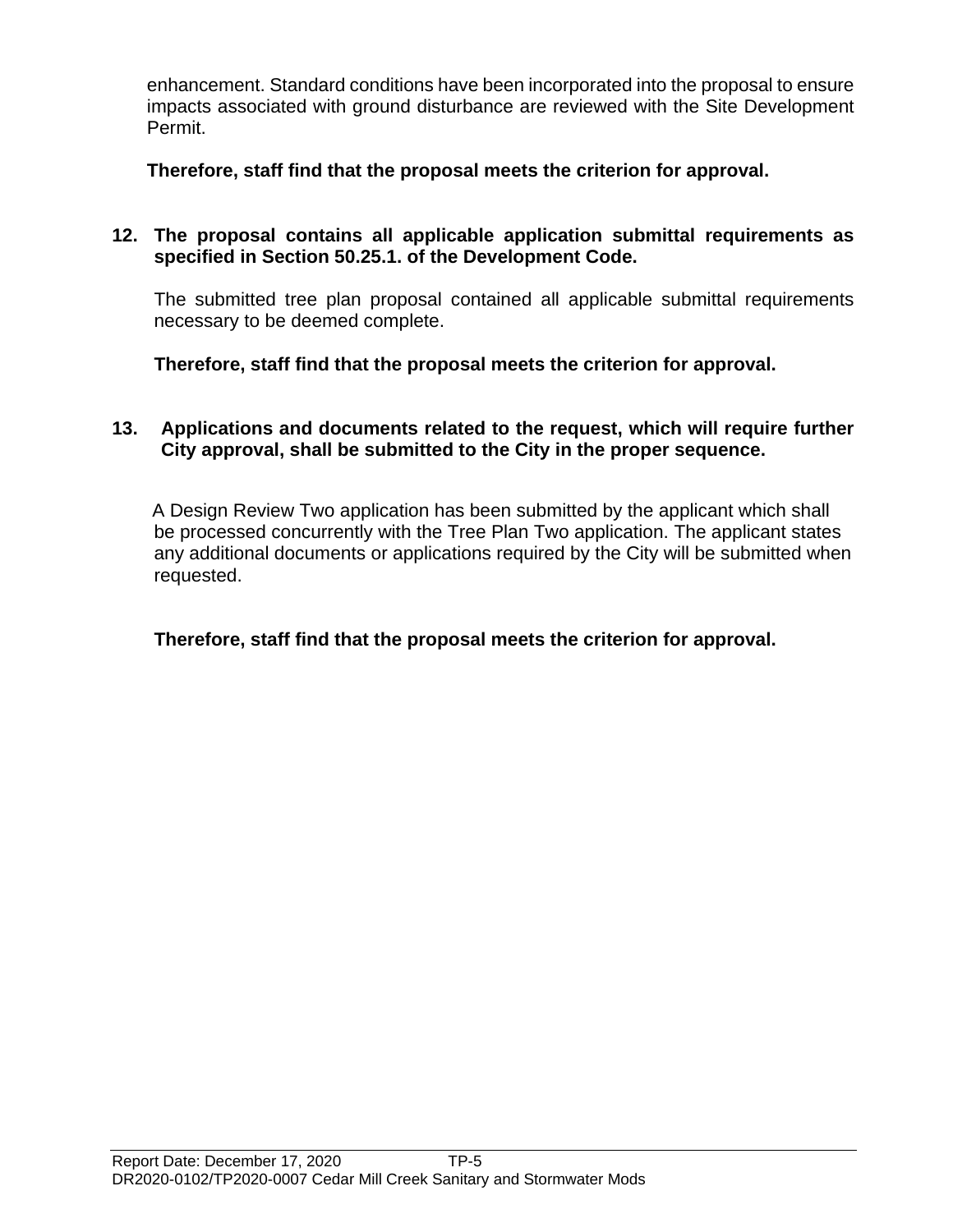enhancement. Standard conditions have been incorporated into the proposal to ensure impacts associated with ground disturbance are reviewed with the Site Development Permit.

**Therefore, staff find that the proposal meets the criterion for approval.**

**12. The proposal contains all applicable application submittal requirements as specified in Section 50.25.1. of the Development Code.**

The submitted tree plan proposal contained all applicable submittal requirements necessary to be deemed complete.

**Therefore, staff find that the proposal meets the criterion for approval.**

**13. Applications and documents related to the request, which will require further City approval, shall be submitted to the City in the proper sequence.**

A Design Review Two application has been submitted by the applicant which shall be processed concurrently with the Tree Plan Two application. The applicant states any additional documents or applications required by the City will be submitted when requested.

**Therefore, staff find that the proposal meets the criterion for approval.**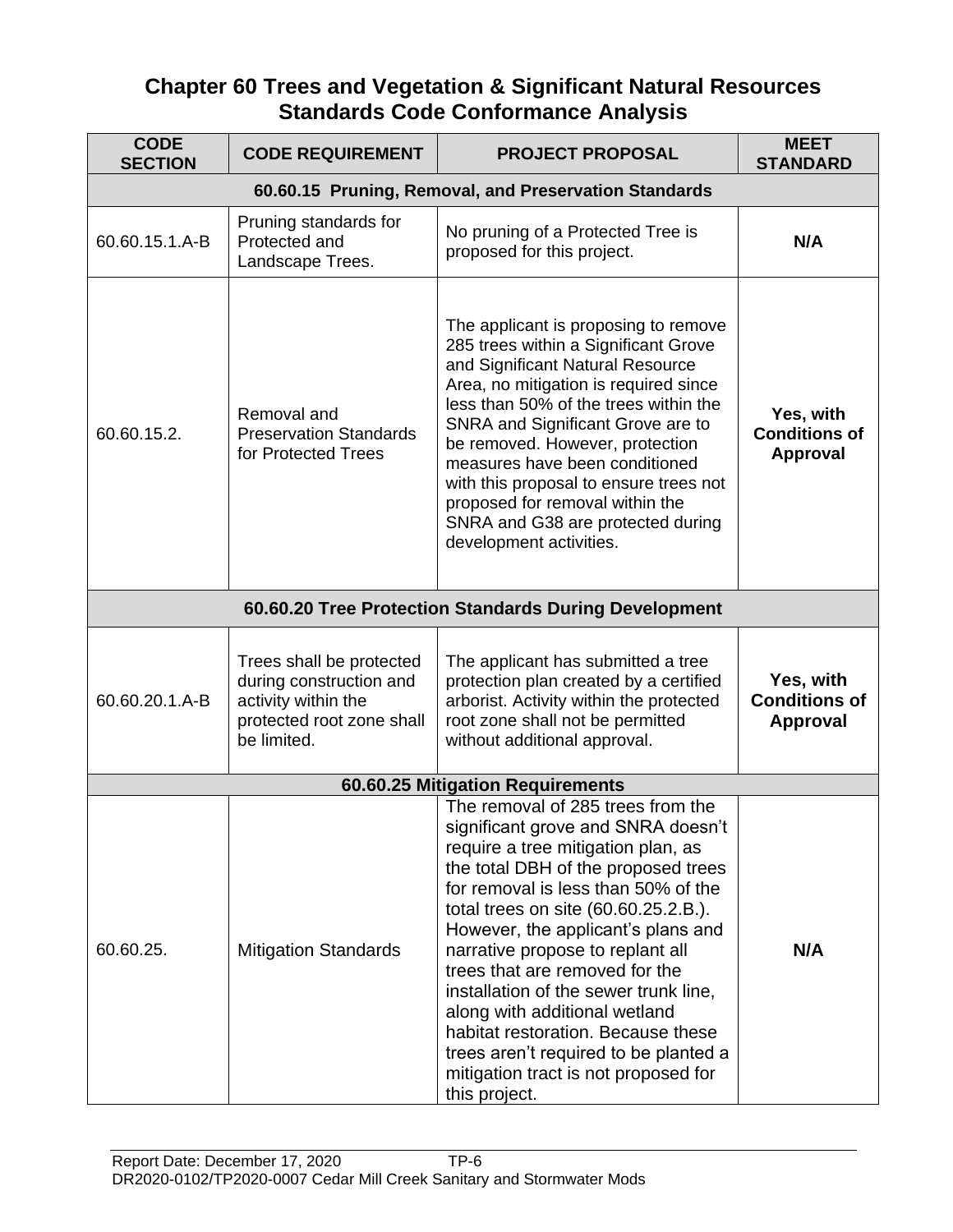## Chapter 60 Trees and Vegetation & Significant Natural Resources Standards Code Conformance Analysis

| CODE SECTION | CODE REQUIREMENT | PROJECT PROPOSAL | MEET STANDARD |
|---|---|---|---|
| **60.60.15 Pruning, Removal, and Preservation Standards** | | | |
| 60.60.15.1.A-B | Pruning standards for Protected and Landscape Trees. | No pruning of a Protected Tree is proposed for this project. | **N/A** |
| 60.60.15.2. | Removal and Preservation Standards for Protected Trees | The applicant is proposing to remove 285 trees within a Significant Grove and Significant Natural Resource Area, no mitigation is required since less than 50% of the trees within the SNRA and Significant Grove are to be removed. However, protection measures have been conditioned with this proposal to ensure trees not proposed for removal within the SNRA and G38 are protected during development activities. | **Yes, with Conditions of Approval** |
| **60.60.20 Tree Protection Standards During Development** | | | |
| 60.60.20.1.A-B | Trees shall be protected during construction and activity within the protected root zone shall be limited. | The applicant has submitted a tree protection plan created by a certified arborist. Activity within the protected root zone shall not be permitted without additional approval. | **Yes, with Conditions of Approval** |
| **60.60.25 Mitigation Requirements** | | | |
| 60.60.25. | Mitigation Standards | The removal of 285 trees from the significant grove and SNRA doesn't require a tree mitigation plan, as the total DBH of the proposed trees for removal is less than 50% of the total trees on site (60.60.25.2.B.). However, the applicant's plans and narrative propose to replant all trees that are removed for the installation of the sewer trunk line, along with additional wetland habitat restoration. Because these trees aren't required to be planted a mitigation tract is not proposed for this project. | **N/A** |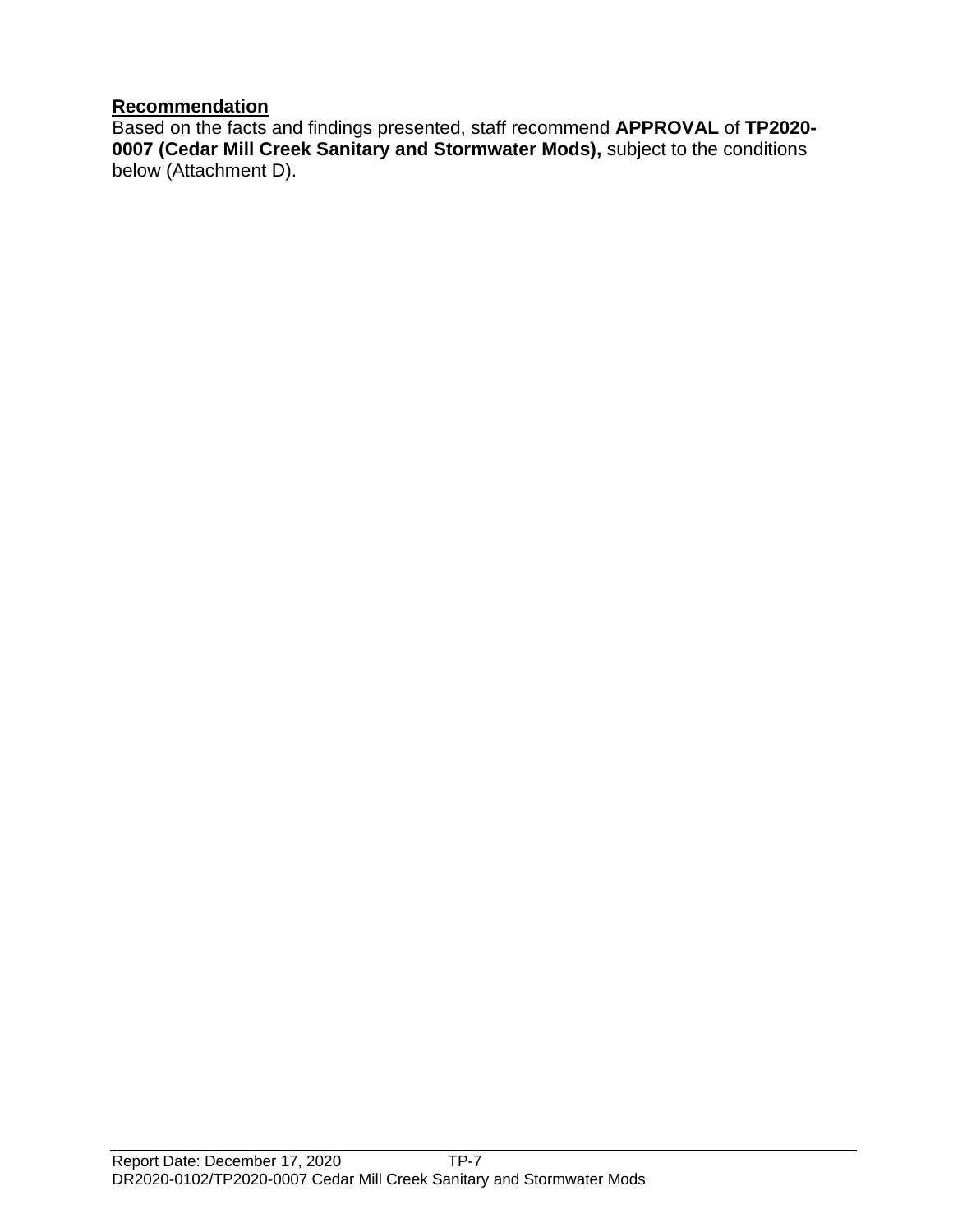**<u>Recommendation</u>**

Based on the facts and findings presented, staff recommend **APPROVAL** of **TP2020-0007 (Cedar Mill Creek Sanitary and Stormwater Mods),** subject to the conditions below (Attachment D).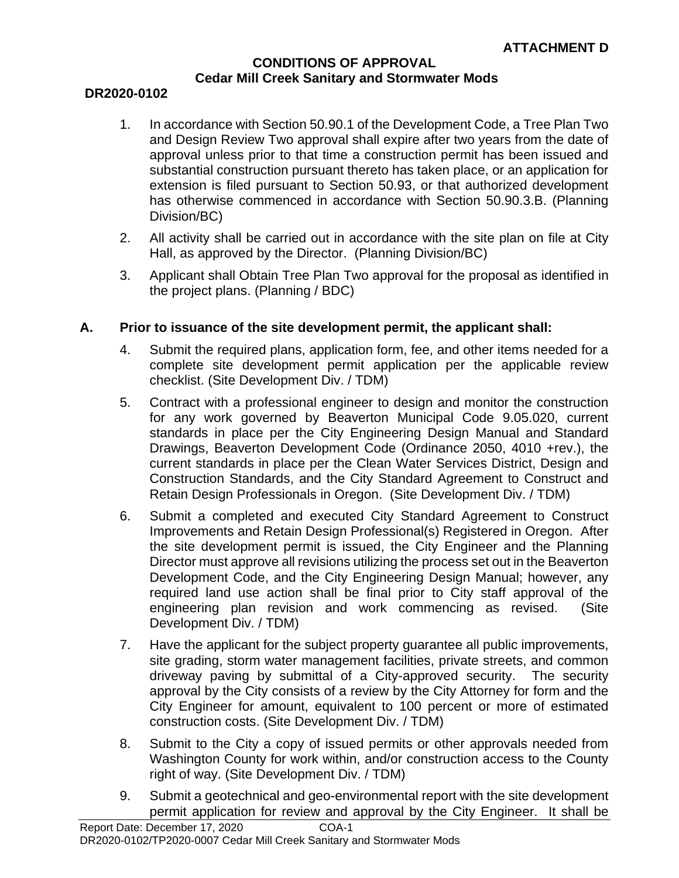**ATTACHMENT D**

# CONDITIONS OF APPROVAL
## Cedar Mill Creek Sanitary and Stormwater Mods

**DR2020-0102**

1. In accordance with Section 50.90.1 of the Development Code, a Tree Plan Two and Design Review Two approval shall expire after two years from the date of approval unless prior to that time a construction permit has been issued and substantial construction pursuant thereto has taken place, or an application for extension is filed pursuant to Section 50.93, or that authorized development has otherwise commenced in accordance with Section 50.90.3.B. (Planning Division/BC)

2. All activity shall be carried out in accordance with the site plan on file at City Hall, as approved by the Director. (Planning Division/BC)

3. Applicant shall Obtain Tree Plan Two approval for the proposal as identified in the project plans. (Planning / BDC)

**A. Prior to issuance of the site development permit, the applicant shall:**

4. Submit the required plans, application form, fee, and other items needed for a complete site development permit application per the applicable review checklist. (Site Development Div. / TDM)

5. Contract with a professional engineer to design and monitor the construction for any work governed by Beaverton Municipal Code 9.05.020, current standards in place per the City Engineering Design Manual and Standard Drawings, Beaverton Development Code (Ordinance 2050, 4010 +rev.), the current standards in place per the Clean Water Services District, Design and Construction Standards, and the City Standard Agreement to Construct and Retain Design Professionals in Oregon. (Site Development Div. / TDM)

6. Submit a completed and executed City Standard Agreement to Construct Improvements and Retain Design Professional(s) Registered in Oregon. After the site development permit is issued, the City Engineer and the Planning Director must approve all revisions utilizing the process set out in the Beaverton Development Code, and the City Engineering Design Manual; however, any required land use action shall be final prior to City staff approval of the engineering plan revision and work commencing as revised. (Site Development Div. / TDM)

7. Have the applicant for the subject property guarantee all public improvements, site grading, storm water management facilities, private streets, and common driveway paving by submittal of a City-approved security. The security approval by the City consists of a review by the City Attorney for form and the City Engineer for amount, equivalent to 100 percent or more of estimated construction costs. (Site Development Div. / TDM)

8. Submit to the City a copy of issued permits or other approvals needed from Washington County for work within, and/or construction access to the County right of way. (Site Development Div. / TDM)

9. Submit a geotechnical and geo-environmental report with the site development permit application for review and approval by the City Engineer. It shall be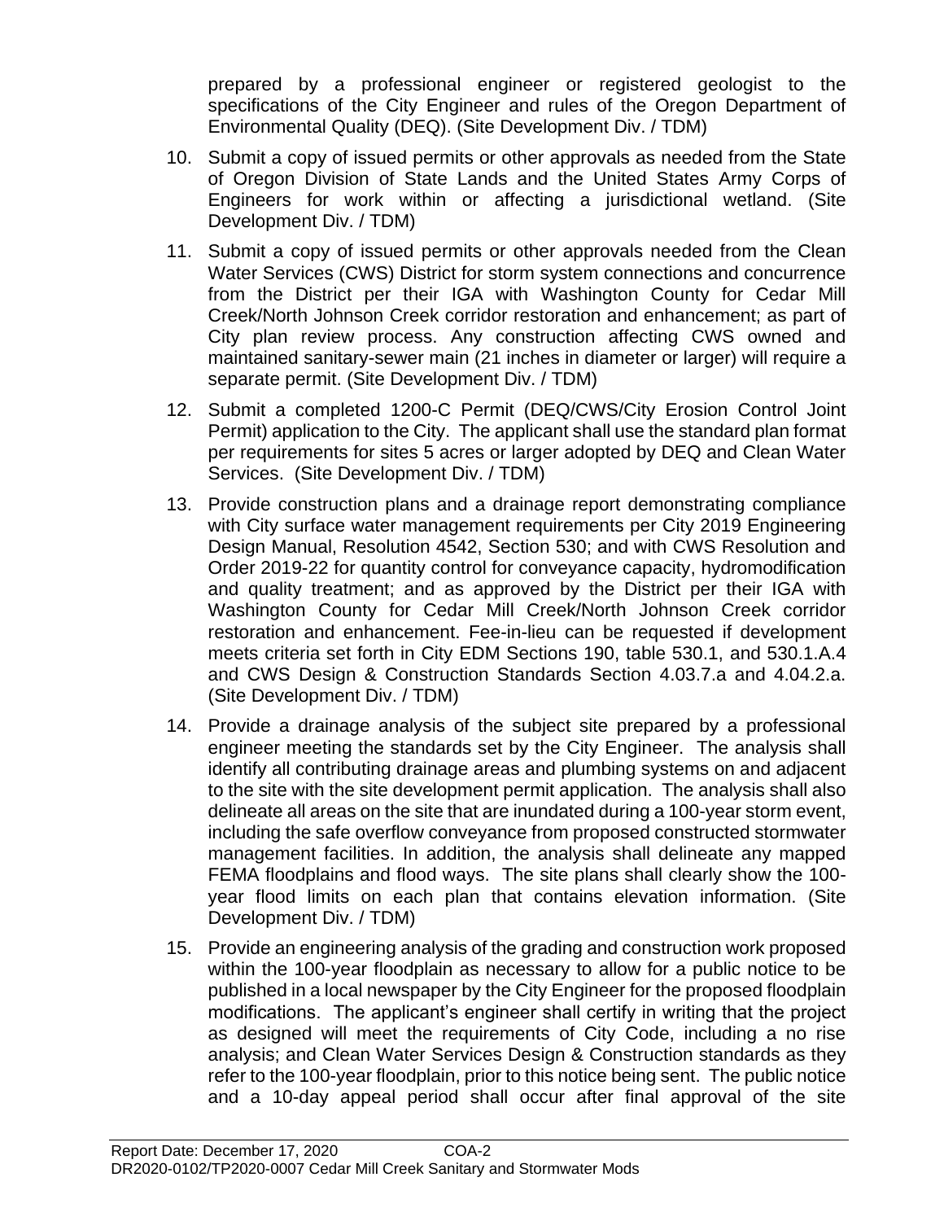prepared by a professional engineer or registered geologist to the specifications of the City Engineer and rules of the Oregon Department of Environmental Quality (DEQ). (Site Development Div. / TDM)

10. Submit a copy of issued permits or other approvals as needed from the State of Oregon Division of State Lands and the United States Army Corps of Engineers for work within or affecting a jurisdictional wetland. (Site Development Div. / TDM)

11. Submit a copy of issued permits or other approvals needed from the Clean Water Services (CWS) District for storm system connections and concurrence from the District per their IGA with Washington County for Cedar Mill Creek/North Johnson Creek corridor restoration and enhancement; as part of City plan review process. Any construction affecting CWS owned and maintained sanitary-sewer main (21 inches in diameter or larger) will require a separate permit. (Site Development Div. / TDM)

12. Submit a completed 1200-C Permit (DEQ/CWS/City Erosion Control Joint Permit) application to the City. The applicant shall use the standard plan format per requirements for sites 5 acres or larger adopted by DEQ and Clean Water Services. (Site Development Div. / TDM)

13. Provide construction plans and a drainage report demonstrating compliance with City surface water management requirements per City 2019 Engineering Design Manual, Resolution 4542, Section 530; and with CWS Resolution and Order 2019-22 for quantity control for conveyance capacity, hydromodification and quality treatment; and as approved by the District per their IGA with Washington County for Cedar Mill Creek/North Johnson Creek corridor restoration and enhancement. Fee-in-lieu can be requested if development meets criteria set forth in City EDM Sections 190, table 530.1, and 530.1.A.4 and CWS Design & Construction Standards Section 4.03.7.a and 4.04.2.a. (Site Development Div. / TDM)

14. Provide a drainage analysis of the subject site prepared by a professional engineer meeting the standards set by the City Engineer. The analysis shall identify all contributing drainage areas and plumbing systems on and adjacent to the site with the site development permit application. The analysis shall also delineate all areas on the site that are inundated during a 100-year storm event, including the safe overflow conveyance from proposed constructed stormwater management facilities. In addition, the analysis shall delineate any mapped FEMA floodplains and flood ways. The site plans shall clearly show the 100-year flood limits on each plan that contains elevation information. (Site Development Div. / TDM)

15. Provide an engineering analysis of the grading and construction work proposed within the 100-year floodplain as necessary to allow for a public notice to be published in a local newspaper by the City Engineer for the proposed floodplain modifications. The applicant's engineer shall certify in writing that the project as designed will meet the requirements of City Code, including a no rise analysis; and Clean Water Services Design & Construction standards as they refer to the 100-year floodplain, prior to this notice being sent. The public notice and a 10-day appeal period shall occur after final approval of the site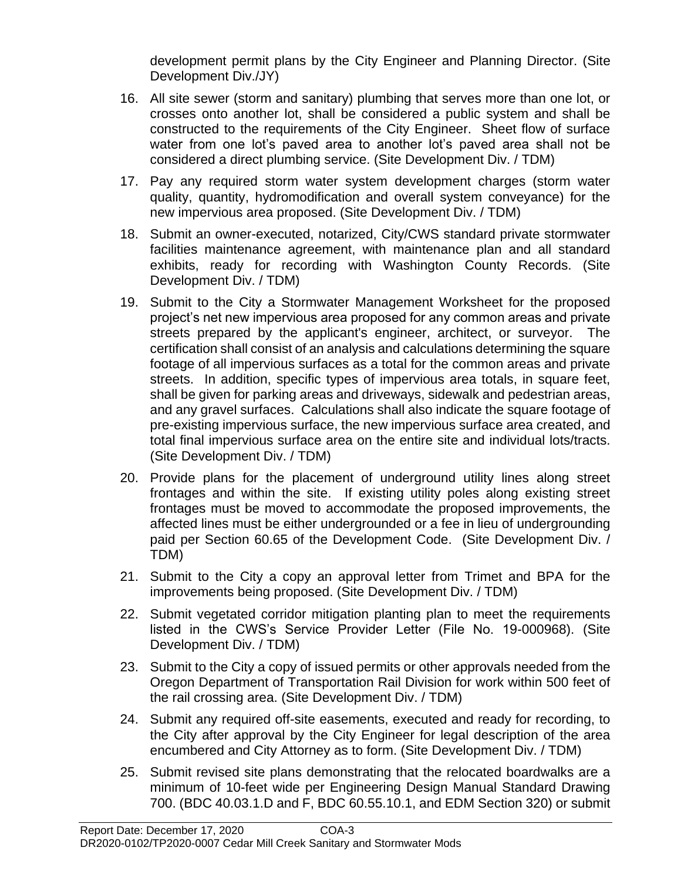development permit plans by the City Engineer and Planning Director. (Site Development Div./JY)

16. All site sewer (storm and sanitary) plumbing that serves more than one lot, or crosses onto another lot, shall be considered a public system and shall be constructed to the requirements of the City Engineer. Sheet flow of surface water from one lot's paved area to another lot's paved area shall not be considered a direct plumbing service. (Site Development Div. / TDM)

17. Pay any required storm water system development charges (storm water quality, quantity, hydromodification and overall system conveyance) for the new impervious area proposed. (Site Development Div. / TDM)

18. Submit an owner-executed, notarized, City/CWS standard private stormwater facilities maintenance agreement, with maintenance plan and all standard exhibits, ready for recording with Washington County Records. (Site Development Div. / TDM)

19. Submit to the City a Stormwater Management Worksheet for the proposed project's net new impervious area proposed for any common areas and private streets prepared by the applicant's engineer, architect, or surveyor. The certification shall consist of an analysis and calculations determining the square footage of all impervious surfaces as a total for the common areas and private streets. In addition, specific types of impervious area totals, in square feet, shall be given for parking areas and driveways, sidewalk and pedestrian areas, and any gravel surfaces. Calculations shall also indicate the square footage of pre-existing impervious surface, the new impervious surface area created, and total final impervious surface area on the entire site and individual lots/tracts. (Site Development Div. / TDM)

20. Provide plans for the placement of underground utility lines along street frontages and within the site. If existing utility poles along existing street frontages must be moved to accommodate the proposed improvements, the affected lines must be either undergrounded or a fee in lieu of undergrounding paid per Section 60.65 of the Development Code. (Site Development Div. / TDM)

21. Submit to the City a copy an approval letter from Trimet and BPA for the improvements being proposed. (Site Development Div. / TDM)

22. Submit vegetated corridor mitigation planting plan to meet the requirements listed in the CWS's Service Provider Letter (File No. 19-000968). (Site Development Div. / TDM)

23. Submit to the City a copy of issued permits or other approvals needed from the Oregon Department of Transportation Rail Division for work within 500 feet of the rail crossing area. (Site Development Div. / TDM)

24. Submit any required off-site easements, executed and ready for recording, to the City after approval by the City Engineer for legal description of the area encumbered and City Attorney as to form. (Site Development Div. / TDM)

25. Submit revised site plans demonstrating that the relocated boardwalks are a minimum of 10-feet wide per Engineering Design Manual Standard Drawing 700. (BDC 40.03.1.D and F, BDC 60.55.10.1, and EDM Section 320) or submit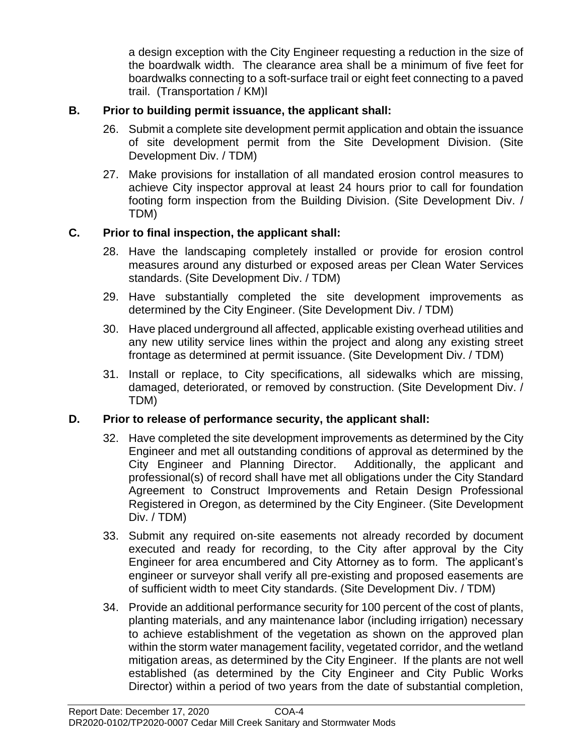a design exception with the City Engineer requesting a reduction in the size of the boardwalk width. The clearance area shall be a minimum of five feet for boardwalks connecting to a soft-surface trail or eight feet connecting to a paved trail. (Transportation / KM)l

**B. Prior to building permit issuance, the applicant shall:**

26. Submit a complete site development permit application and obtain the issuance of site development permit from the Site Development Division. (Site Development Div. / TDM)

27. Make provisions for installation of all mandated erosion control measures to achieve City inspector approval at least 24 hours prior to call for foundation footing form inspection from the Building Division. (Site Development Div. / TDM)

**C. Prior to final inspection, the applicant shall:**

28. Have the landscaping completely installed or provide for erosion control measures around any disturbed or exposed areas per Clean Water Services standards. (Site Development Div. / TDM)

29. Have substantially completed the site development improvements as determined by the City Engineer. (Site Development Div. / TDM)

30. Have placed underground all affected, applicable existing overhead utilities and any new utility service lines within the project and along any existing street frontage as determined at permit issuance. (Site Development Div. / TDM)

31. Install or replace, to City specifications, all sidewalks which are missing, damaged, deteriorated, or removed by construction. (Site Development Div. / TDM)

**D. Prior to release of performance security, the applicant shall:**

32. Have completed the site development improvements as determined by the City Engineer and met all outstanding conditions of approval as determined by the City Engineer and Planning Director. Additionally, the applicant and professional(s) of record shall have met all obligations under the City Standard Agreement to Construct Improvements and Retain Design Professional Registered in Oregon, as determined by the City Engineer. (Site Development Div. / TDM)

33. Submit any required on-site easements not already recorded by document executed and ready for recording, to the City after approval by the City Engineer for area encumbered and City Attorney as to form. The applicant's engineer or surveyor shall verify all pre-existing and proposed easements are of sufficient width to meet City standards. (Site Development Div. / TDM)

34. Provide an additional performance security for 100 percent of the cost of plants, planting materials, and any maintenance labor (including irrigation) necessary to achieve establishment of the vegetation as shown on the approved plan within the storm water management facility, vegetated corridor, and the wetland mitigation areas, as determined by the City Engineer. If the plants are not well established (as determined by the City Engineer and City Public Works Director) within a period of two years from the date of substantial completion,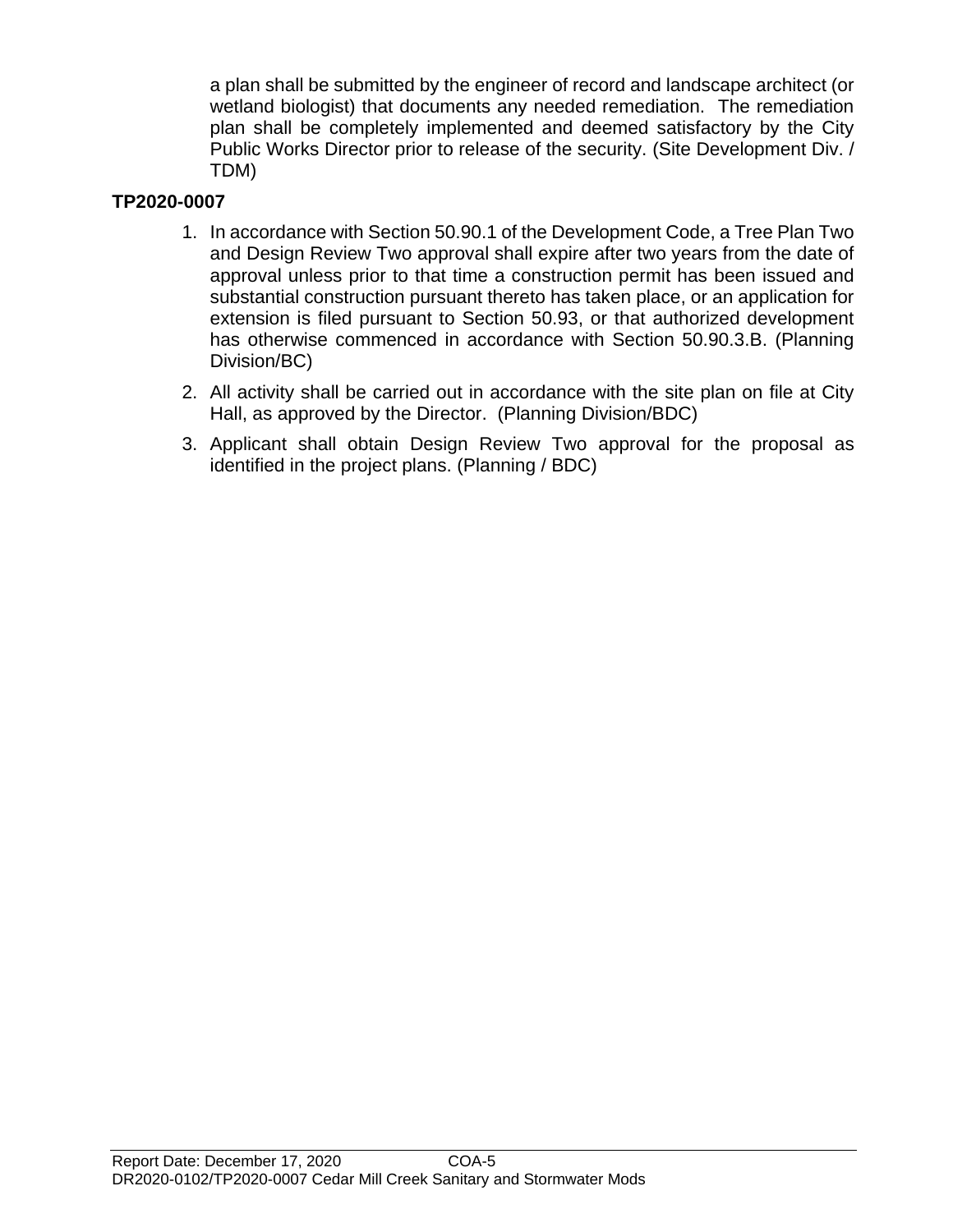a plan shall be submitted by the engineer of record and landscape architect (or wetland biologist) that documents any needed remediation. The remediation plan shall be completely implemented and deemed satisfactory by the City Public Works Director prior to release of the security. (Site Development Div. / TDM)

**TP2020-0007**

1. In accordance with Section 50.90.1 of the Development Code, a Tree Plan Two and Design Review Two approval shall expire after two years from the date of approval unless prior to that time a construction permit has been issued and substantial construction pursuant thereto has taken place, or an application for extension is filed pursuant to Section 50.93, or that authorized development has otherwise commenced in accordance with Section 50.90.3.B. (Planning Division/BC)
2. All activity shall be carried out in accordance with the site plan on file at City Hall, as approved by the Director. (Planning Division/BDC)
3. Applicant shall obtain Design Review Two approval for the proposal as identified in the project plans. (Planning / BDC)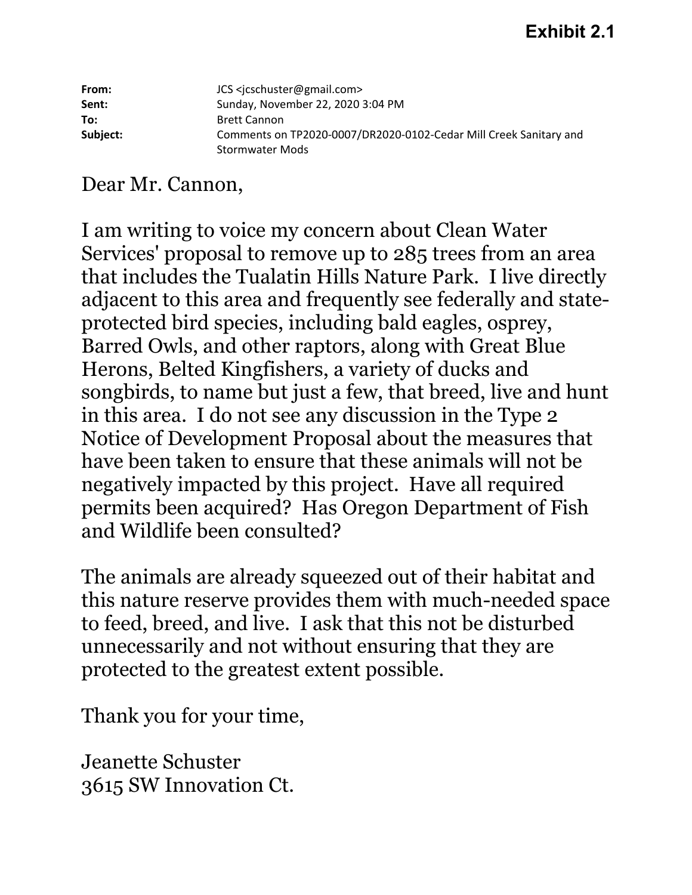**Exhibit 2.1**

**From:** JCS <jcschuster@gmail.com>
**Sent:** Sunday, November 22, 2020 3:04 PM
**To:** Brett Cannon
**Subject:** Comments on TP2020-0007/DR2020-0102-Cedar Mill Creek Sanitary and Stormwater Mods

Dear Mr. Cannon,

I am writing to voice my concern about Clean Water Services' proposal to remove up to 285 trees from an area that includes the Tualatin Hills Nature Park. I live directly adjacent to this area and frequently see federally and state-protected bird species, including bald eagles, osprey, Barred Owls, and other raptors, along with Great Blue Herons, Belted Kingfishers, a variety of ducks and songbirds, to name but just a few, that breed, live and hunt in this area. I do not see any discussion in the Type 2 Notice of Development Proposal about the measures that have been taken to ensure that these animals will not be negatively impacted by this project. Have all required permits been acquired? Has Oregon Department of Fish and Wildlife been consulted?

The animals are already squeezed out of their habitat and this nature reserve provides them with much-needed space to feed, breed, and live. I ask that this not be disturbed unnecessarily and not without ensuring that they are protected to the greatest extent possible.

Thank you for your time,

Jeanette Schuster
3615 SW Innovation Ct.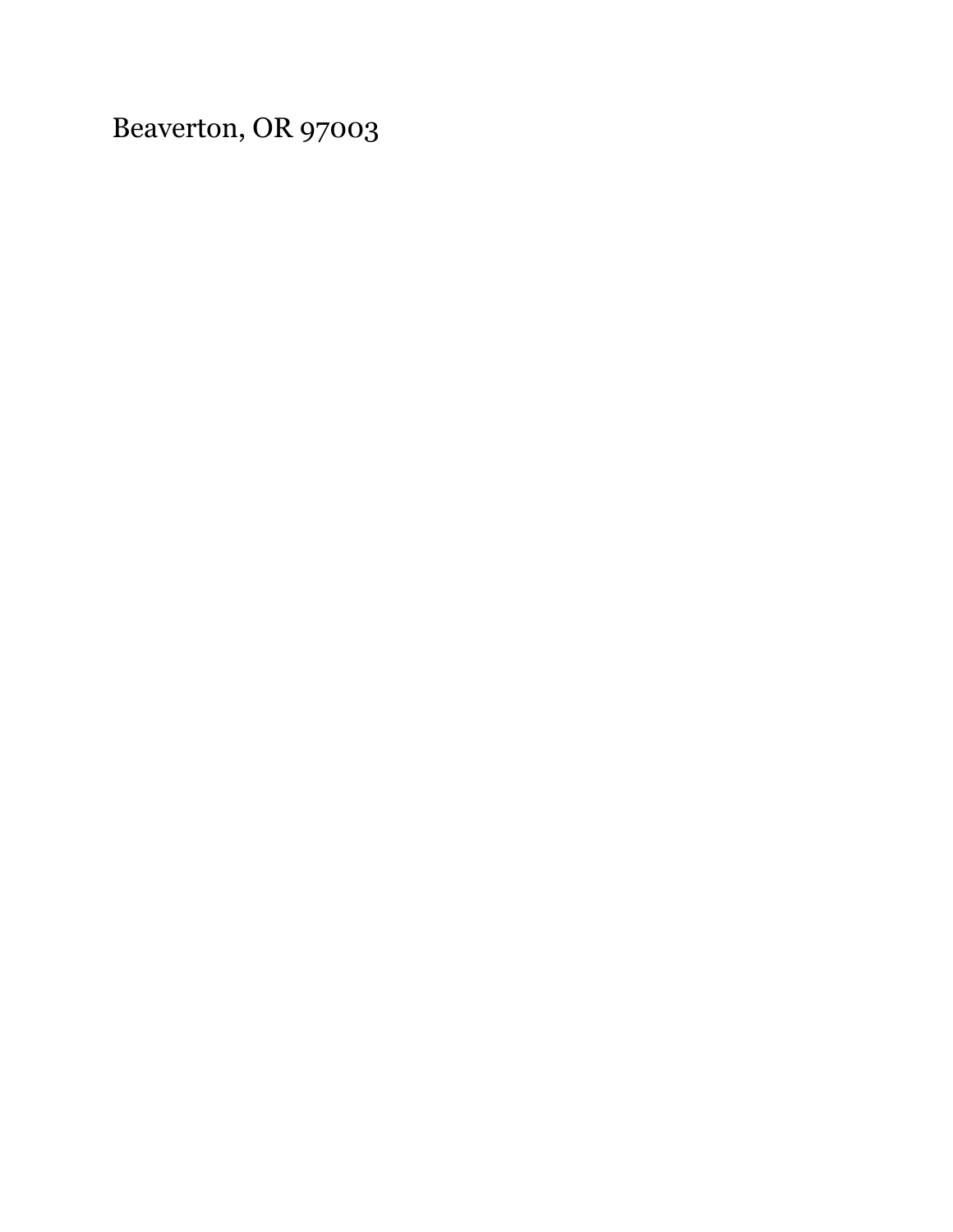Beaverton, OR 97003